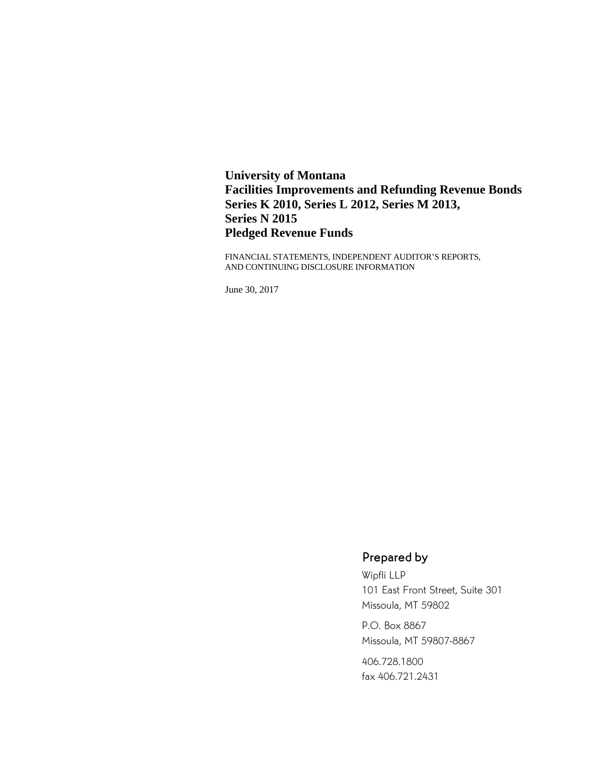# University of Montana
# Facilities Improvements and Refunding Revenue Bonds
# Series K 2010, Series L 2012, Series M 2013,
# Series N 2015
# Pledged Revenue Funds

FINANCIAL STATEMENTS, INDEPENDENT AUDITOR'S REPORTS,
AND CONTINUING DISCLOSURE INFORMATION

June 30, 2017

## Prepared by

Wipfli LLP
101 East Front Street, Suite 301
Missoula, MT 59802

P.O. Box 8867
Missoula, MT 59807-8867

406.728.1800
fax 406.721.2431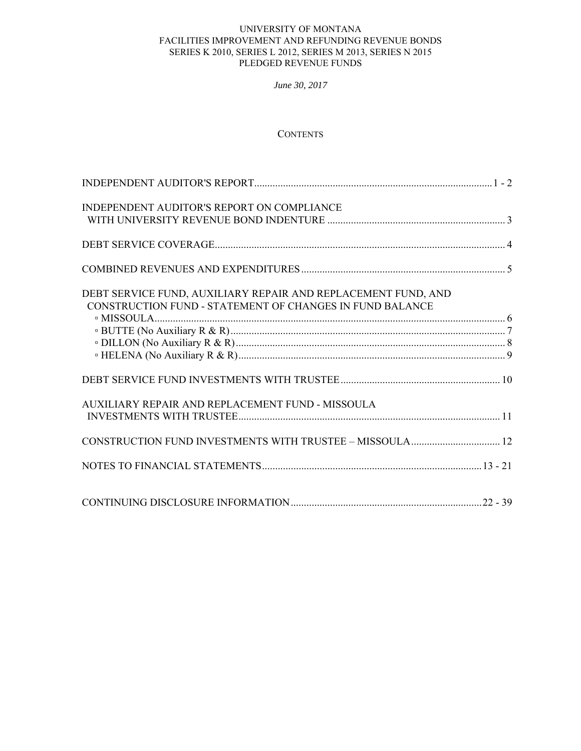UNIVERSITY OF MONTANA
FACILITIES IMPROVEMENT AND REFUNDING REVENUE BONDS
SERIES K 2010, SERIES L 2012, SERIES M 2013, SERIES N 2015
PLEDGED REVENUE FUNDS

*June 30, 2017*

## CONTENTS

| | |
|---|---|
| INDEPENDENT AUDITOR'S REPORT | 1 - 2 |
| INDEPENDENT AUDITOR'S REPORT ON COMPLIANCE WITH UNIVERSITY REVENUE BOND INDENTURE | 3 |
| DEBT SERVICE COVERAGE | 4 |
| COMBINED REVENUES AND EXPENDITURES | 5 |
| DEBT SERVICE FUND, AUXILIARY REPAIR AND REPLACEMENT FUND, AND CONSTRUCTION FUND - STATEMENT OF CHANGES IN FUND BALANCE | |
| ▫ MISSOULA | 6 |
| ▫ BUTTE (No Auxiliary R & R) | 7 |
| ▫ DILLON (No Auxiliary R & R) | 8 |
| ▫ HELENA (No Auxiliary R & R) | 9 |
| DEBT SERVICE FUND INVESTMENTS WITH TRUSTEE | 10 |
| AUXILIARY REPAIR AND REPLACEMENT FUND - MISSOULA INVESTMENTS WITH TRUSTEE | 11 |
| CONSTRUCTION FUND INVESTMENTS WITH TRUSTEE – MISSOULA | 12 |
| NOTES TO FINANCIAL STATEMENTS | 13 - 21 |
| CONTINUING DISCLOSURE INFORMATION | 22 - 39 |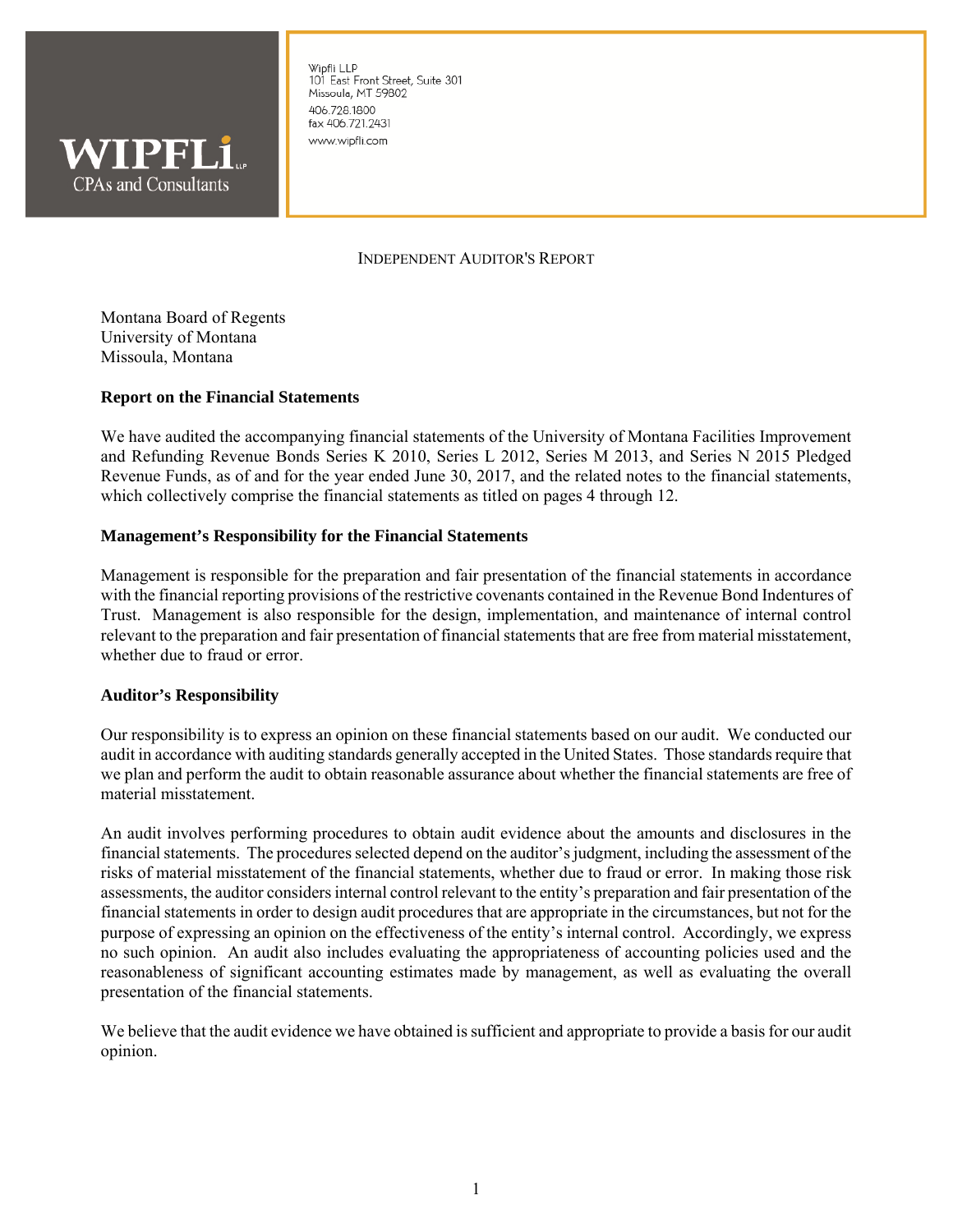WIPFLi
CPAs and Consultants

Wipfli LLP
101 East Front Street, Suite 301
Missoula, MT 59802
406.728.1800
fax 406.721.2431
www.wipfli.com

INDEPENDENT AUDITOR'S REPORT

Montana Board of Regents
University of Montana
Missoula, Montana

**Report on the Financial Statements**

We have audited the accompanying financial statements of the University of Montana Facilities Improvement and Refunding Revenue Bonds Series K 2010, Series L 2012, Series M 2013, and Series N 2015 Pledged Revenue Funds, as of and for the year ended June 30, 2017, and the related notes to the financial statements, which collectively comprise the financial statements as titled on pages 4 through 12.

**Management's Responsibility for the Financial Statements**

Management is responsible for the preparation and fair presentation of the financial statements in accordance with the financial reporting provisions of the restrictive covenants contained in the Revenue Bond Indentures of Trust. Management is also responsible for the design, implementation, and maintenance of internal control relevant to the preparation and fair presentation of financial statements that are free from material misstatement, whether due to fraud or error.

**Auditor's Responsibility**

Our responsibility is to express an opinion on these financial statements based on our audit. We conducted our audit in accordance with auditing standards generally accepted in the United States. Those standards require that we plan and perform the audit to obtain reasonable assurance about whether the financial statements are free of material misstatement.

An audit involves performing procedures to obtain audit evidence about the amounts and disclosures in the financial statements. The procedures selected depend on the auditor's judgment, including the assessment of the risks of material misstatement of the financial statements, whether due to fraud or error. In making those risk assessments, the auditor considers internal control relevant to the entity's preparation and fair presentation of the financial statements in order to design audit procedures that are appropriate in the circumstances, but not for the purpose of expressing an opinion on the effectiveness of the entity's internal control. Accordingly, we express no such opinion. An audit also includes evaluating the appropriateness of accounting policies used and the reasonableness of significant accounting estimates made by management, as well as evaluating the overall presentation of the financial statements.

We believe that the audit evidence we have obtained is sufficient and appropriate to provide a basis for our audit opinion.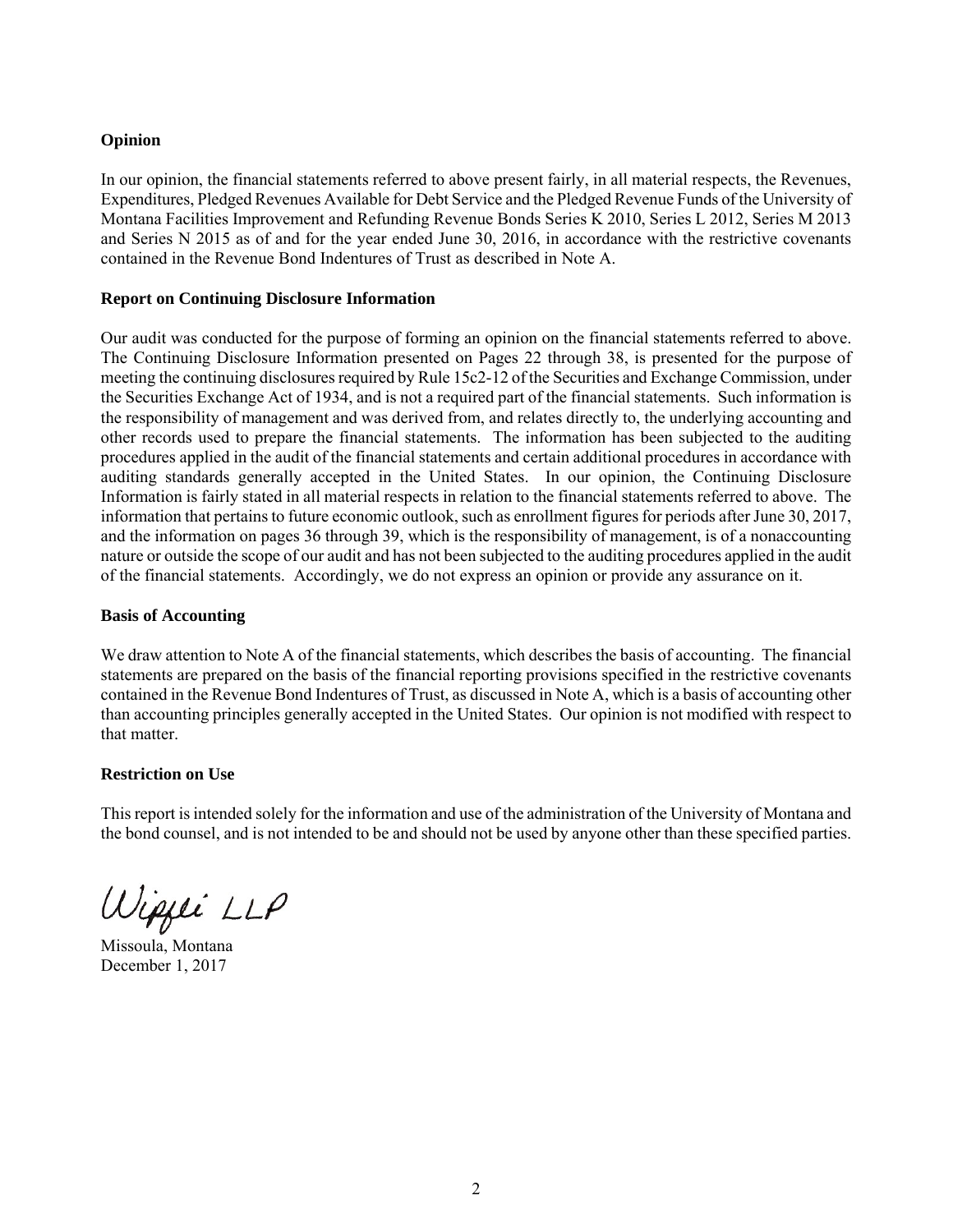## Opinion

In our opinion, the financial statements referred to above present fairly, in all material respects, the Revenues, Expenditures, Pledged Revenues Available for Debt Service and the Pledged Revenue Funds of the University of Montana Facilities Improvement and Refunding Revenue Bonds Series K 2010, Series L 2012, Series M 2013 and Series N 2015 as of and for the year ended June 30, 2016, in accordance with the restrictive covenants contained in the Revenue Bond Indentures of Trust as described in Note A.

## Report on Continuing Disclosure Information

Our audit was conducted for the purpose of forming an opinion on the financial statements referred to above. The Continuing Disclosure Information presented on Pages 22 through 38, is presented for the purpose of meeting the continuing disclosures required by Rule 15c2-12 of the Securities and Exchange Commission, under the Securities Exchange Act of 1934, and is not a required part of the financial statements. Such information is the responsibility of management and was derived from, and relates directly to, the underlying accounting and other records used to prepare the financial statements. The information has been subjected to the auditing procedures applied in the audit of the financial statements and certain additional procedures in accordance with auditing standards generally accepted in the United States. In our opinion, the Continuing Disclosure Information is fairly stated in all material respects in relation to the financial statements referred to above. The information that pertains to future economic outlook, such as enrollment figures for periods after June 30, 2017, and the information on pages 36 through 39, which is the responsibility of management, is of a nonaccounting nature or outside the scope of our audit and has not been subjected to the auditing procedures applied in the audit of the financial statements. Accordingly, we do not express an opinion or provide any assurance on it.

## Basis of Accounting

We draw attention to Note A of the financial statements, which describes the basis of accounting. The financial statements are prepared on the basis of the financial reporting provisions specified in the restrictive covenants contained in the Revenue Bond Indentures of Trust, as discussed in Note A, which is a basis of accounting other than accounting principles generally accepted in the United States. Our opinion is not modified with respect to that matter.

## Restriction on Use

This report is intended solely for the information and use of the administration of the University of Montana and the bond counsel, and is not intended to be and should not be used by anyone other than these specified parties.

Wipfli LLP

Missoula, Montana
December 1, 2017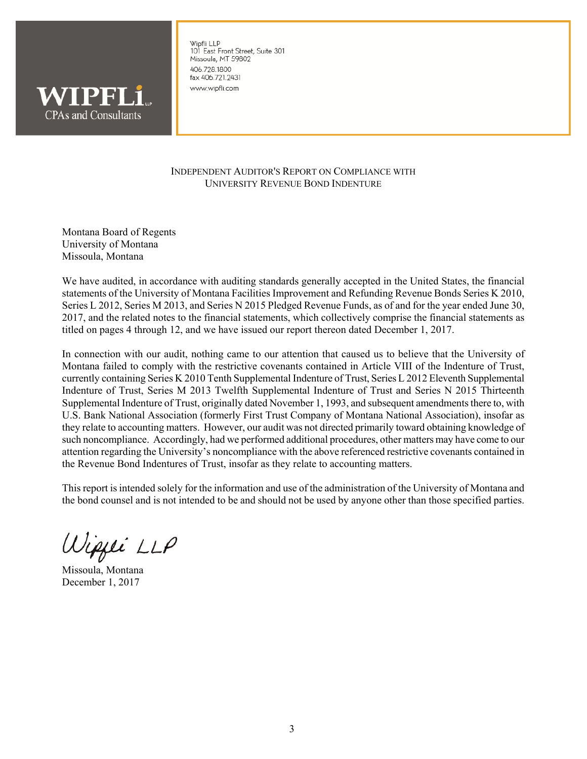**WIPFLi** LLP
CPAs and Consultants

Wipfli LLP
101 East Front Street, Suite 301
Missoula, MT 59802
406.728.1800
fax 406.721.2431
www.wipfli.com

# INDEPENDENT AUDITOR'S REPORT ON COMPLIANCE WITH UNIVERSITY REVENUE BOND INDENTURE

Montana Board of Regents
University of Montana
Missoula, Montana

We have audited, in accordance with auditing standards generally accepted in the United States, the financial statements of the University of Montana Facilities Improvement and Refunding Revenue Bonds Series K 2010, Series L 2012, Series M 2013, and Series N 2015 Pledged Revenue Funds, as of and for the year ended June 30, 2017, and the related notes to the financial statements, which collectively comprise the financial statements as titled on pages 4 through 12, and we have issued our report thereon dated December 1, 2017.

In connection with our audit, nothing came to our attention that caused us to believe that the University of Montana failed to comply with the restrictive covenants contained in Article VIII of the Indenture of Trust, currently containing Series K 2010 Tenth Supplemental Indenture of Trust, Series L 2012 Eleventh Supplemental Indenture of Trust, Series M 2013 Twelfth Supplemental Indenture of Trust and Series N 2015 Thirteenth Supplemental Indenture of Trust, originally dated November 1, 1993, and subsequent amendments there to, with U.S. Bank National Association (formerly First Trust Company of Montana National Association), insofar as they relate to accounting matters. However, our audit was not directed primarily toward obtaining knowledge of such noncompliance. Accordingly, had we performed additional procedures, other matters may have come to our attention regarding the University's noncompliance with the above referenced restrictive covenants contained in the Revenue Bond Indentures of Trust, insofar as they relate to accounting matters.

This report is intended solely for the information and use of the administration of the University of Montana and the bond counsel and is not intended to be and should not be used by anyone other than those specified parties.

*Wipfli LLP*

Missoula, Montana
December 1, 2017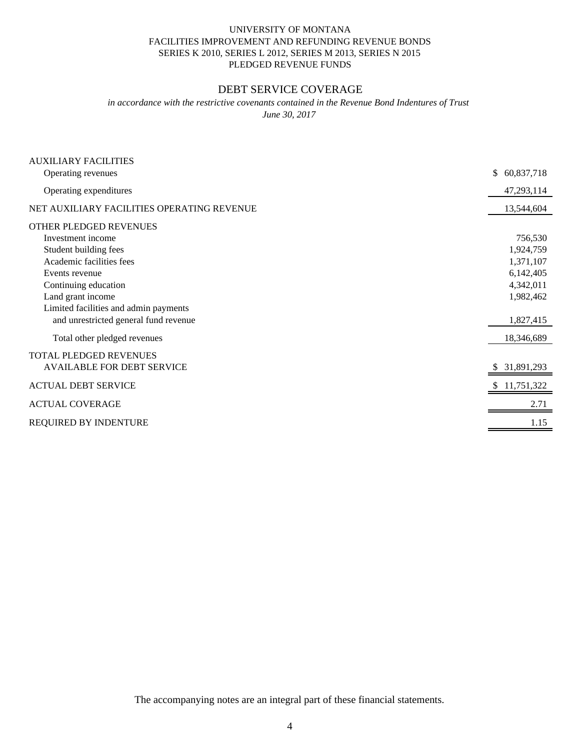# UNIVERSITY OF MONTANA
## FACILITIES IMPROVEMENT AND REFUNDING REVENUE BONDS
## SERIES K 2010, SERIES L 2012, SERIES M 2013, SERIES N 2015
## PLEDGED REVENUE FUNDS

## DEBT SERVICE COVERAGE

*in accordance with the restrictive covenants contained in the Revenue Bond Indentures of Trust*

*June 30, 2017*

| | |
|---|---|
| AUXILIARY FACILITIES | |
| Operating revenues | $ 60,837,718 |
| Operating expenditures | 47,293,114 |
| NET AUXILIARY FACILITIES OPERATING REVENUE | 13,544,604 |
| OTHER PLEDGED REVENUES | |
| Investment income | 756,530 |
| Student building fees | 1,924,759 |
| Academic facilities fees | 1,371,107 |
| Events revenue | 6,142,405 |
| Continuing education | 4,342,011 |
| Land grant income | 1,982,462 |
| Limited facilities and admin payments and unrestricted general fund revenue | 1,827,415 |
| Total other pledged revenues | 18,346,689 |
| TOTAL PLEDGED REVENUES AVAILABLE FOR DEBT SERVICE | $ 31,891,293 |
| ACTUAL DEBT SERVICE | $ 11,751,322 |
| ACTUAL COVERAGE | 2.71 |
| REQUIRED BY INDENTURE | 1.15 |

The accompanying notes are an integral part of these financial statements.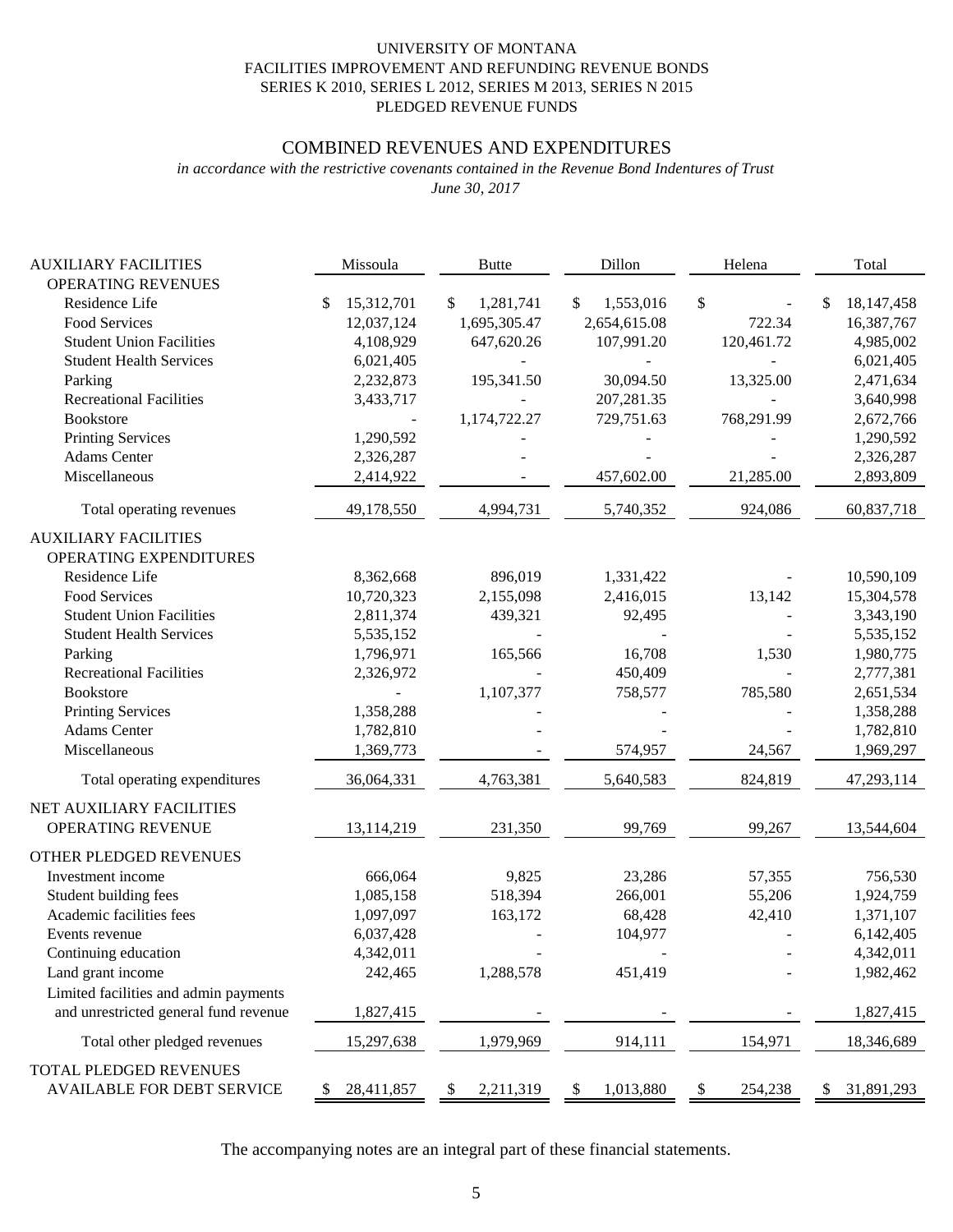UNIVERSITY OF MONTANA
FACILITIES IMPROVEMENT AND REFUNDING REVENUE BONDS
SERIES K 2010, SERIES L 2012, SERIES M 2013, SERIES N 2015
PLEDGED REVENUE FUNDS

## COMBINED REVENUES AND EXPENDITURES

*in accordance with the restrictive covenants contained in the Revenue Bond Indentures of Trust*

*June 30, 2017*

| AUXILIARY FACILITIES | Missoula | Butte | Dillon | Helena | Total |
|---|---|---|---|---|---|
| OPERATING REVENUES | | | | | |
| Residence Life | $ 15,312,701 | $ 1,281,741 | $ 1,553,016 | $ - | $ 18,147,458 |
| Food Services | 12,037,124 | 1,695,305.47 | 2,654,615.08 | 722.34 | 16,387,767 |
| Student Union Facilities | 4,108,929 | 647,620.26 | 107,991.20 | 120,461.72 | 4,985,002 |
| Student Health Services | 6,021,405 | - | - | - | 6,021,405 |
| Parking | 2,232,873 | 195,341.50 | 30,094.50 | 13,325.00 | 2,471,634 |
| Recreational Facilities | 3,433,717 | - | 207,281.35 | - | 3,640,998 |
| Bookstore | - | 1,174,722.27 | 729,751.63 | 768,291.99 | 2,672,766 |
| Printing Services | 1,290,592 | - | - | - | 1,290,592 |
| Adams Center | 2,326,287 | - | - | - | 2,326,287 |
| Miscellaneous | 2,414,922 | - | 457,602.00 | 21,285.00 | 2,893,809 |
| Total operating revenues | 49,178,550 | 4,994,731 | 5,740,352 | 924,086 | 60,837,718 |
| AUXILIARY FACILITIES | | | | | |
| OPERATING EXPENDITURES | | | | | |
| Residence Life | 8,362,668 | 896,019 | 1,331,422 | - | 10,590,109 |
| Food Services | 10,720,323 | 2,155,098 | 2,416,015 | 13,142 | 15,304,578 |
| Student Union Facilities | 2,811,374 | 439,321 | 92,495 | - | 3,343,190 |
| Student Health Services | 5,535,152 | - | - | - | 5,535,152 |
| Parking | 1,796,971 | 165,566 | 16,708 | 1,530 | 1,980,775 |
| Recreational Facilities | 2,326,972 | - | 450,409 | - | 2,777,381 |
| Bookstore | - | 1,107,377 | 758,577 | 785,580 | 2,651,534 |
| Printing Services | 1,358,288 | - | - | - | 1,358,288 |
| Adams Center | 1,782,810 | - | - | - | 1,782,810 |
| Miscellaneous | 1,369,773 | - | 574,957 | 24,567 | 1,969,297 |
| Total operating expenditures | 36,064,331 | 4,763,381 | 5,640,583 | 824,819 | 47,293,114 |
| NET AUXILIARY FACILITIES OPERATING REVENUE | 13,114,219 | 231,350 | 99,769 | 99,267 | 13,544,604 |
| OTHER PLEDGED REVENUES | | | | | |
| Investment income | 666,064 | 9,825 | 23,286 | 57,355 | 756,530 |
| Student building fees | 1,085,158 | 518,394 | 266,001 | 55,206 | 1,924,759 |
| Academic facilities fees | 1,097,097 | 163,172 | 68,428 | 42,410 | 1,371,107 |
| Events revenue | 6,037,428 | - | 104,977 | - | 6,142,405 |
| Continuing education | 4,342,011 | - | - | - | 4,342,011 |
| Land grant income | 242,465 | 1,288,578 | 451,419 | - | 1,982,462 |
| Limited facilities and admin payments and unrestricted general fund revenue | 1,827,415 | - | - | - | 1,827,415 |
| Total other pledged revenues | 15,297,638 | 1,979,969 | 914,111 | 154,971 | 18,346,689 |
| TOTAL PLEDGED REVENUES AVAILABLE FOR DEBT SERVICE | $ 28,411,857 | $ 2,211,319 | $ 1,013,880 | $ 254,238 | $ 31,891,293 |

The accompanying notes are an integral part of these financial statements.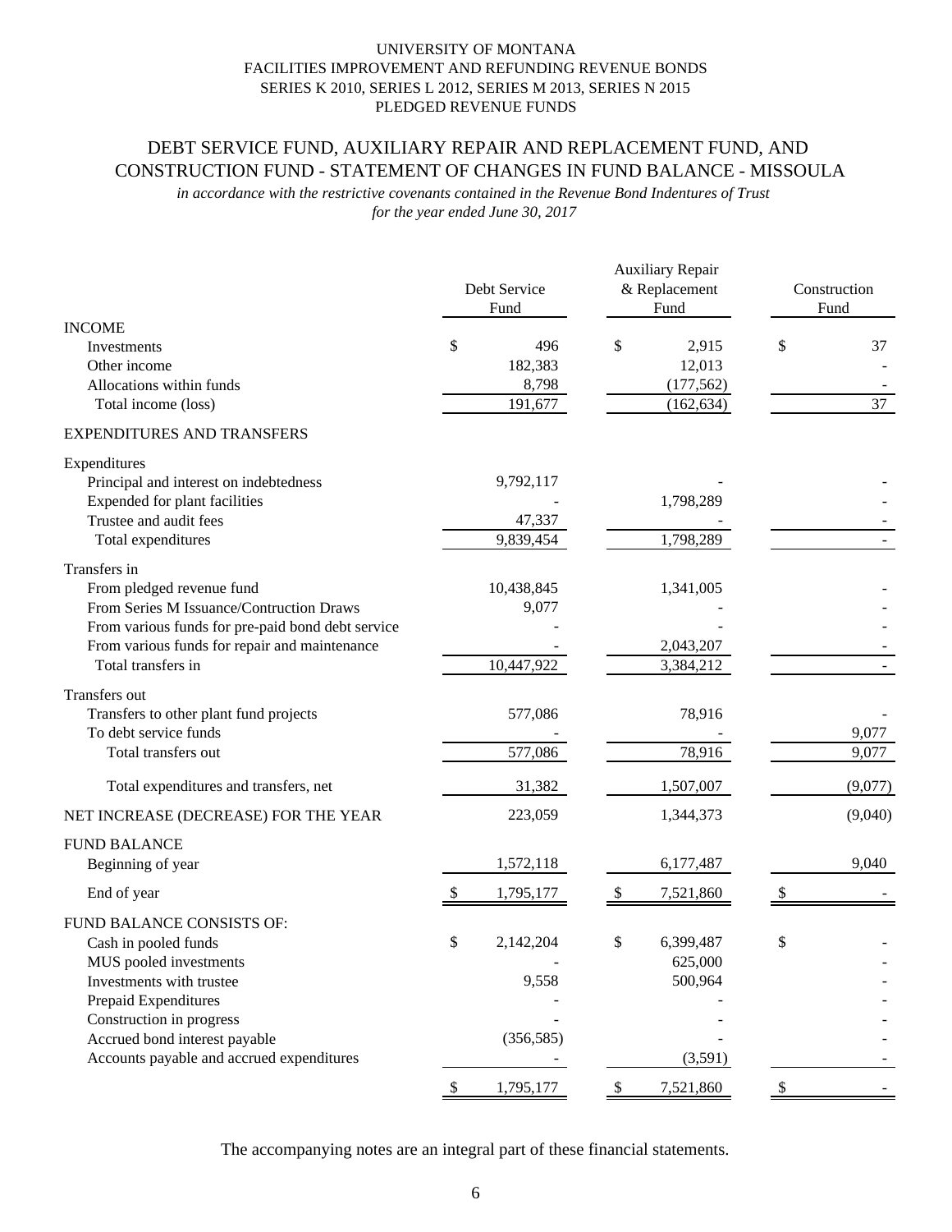UNIVERSITY OF MONTANA
FACILITIES IMPROVEMENT AND REFUNDING REVENUE BONDS
SERIES K 2010, SERIES L 2012, SERIES M 2013, SERIES N 2015
PLEDGED REVENUE FUNDS

## DEBT SERVICE FUND, AUXILIARY REPAIR AND REPLACEMENT FUND, AND CONSTRUCTION FUND - STATEMENT OF CHANGES IN FUND BALANCE - MISSOULA

*in accordance with the restrictive covenants contained in the Revenue Bond Indentures of Trust*
*for the year ended June 30, 2017*

| | Debt Service Fund | Auxiliary Repair & Replacement Fund | Construction Fund |
|---|---|---|---|
| **INCOME** | | | |
| Investments | $ 496 | $ 2,915 | $ 37 |
| Other income | 182,383 | 12,013 | - |
| Allocations within funds | 8,798 | (177,562) | - |
| Total income (loss) | 191,677 | (162,634) | 37 |
| **EXPENDITURES AND TRANSFERS** | | | |
| Expenditures | | | |
| Principal and interest on indebtedness | 9,792,117 | - | - |
| Expended for plant facilities | - | 1,798,289 | - |
| Trustee and audit fees | 47,337 | - | - |
| Total expenditures | 9,839,454 | 1,798,289 | - |
| Transfers in | | | |
| From pledged revenue fund | 10,438,845 | 1,341,005 | - |
| From Series M Issuance/Contruction Draws | 9,077 | - | - |
| From various funds for pre-paid bond debt service | - | - | - |
| From various funds for repair and maintenance | - | 2,043,207 | - |
| Total transfers in | 10,447,922 | 3,384,212 | - |
| Transfers out | | | |
| Transfers to other plant fund projects | 577,086 | 78,916 | - |
| To debt service funds | - | - | 9,077 |
| Total transfers out | 577,086 | 78,916 | 9,077 |
| Total expenditures and transfers, net | 31,382 | 1,507,007 | (9,077) |
| **NET INCREASE (DECREASE) FOR THE YEAR** | 223,059 | 1,344,373 | (9,040) |
| **FUND BALANCE** | | | |
| Beginning of year | 1,572,118 | 6,177,487 | 9,040 |
| End of year | $ 1,795,177 | $ 7,521,860 | $ - |
| **FUND BALANCE CONSISTS OF:** | | | |
| Cash in pooled funds | $ 2,142,204 | $ 6,399,487 | $ - |
| MUS pooled investments | - | 625,000 | - |
| Investments with trustee | 9,558 | 500,964 | - |
| Prepaid Expenditures | - | - | - |
| Construction in progress | - | - | - |
| Accrued bond interest payable | (356,585) | - | - |
| Accounts payable and accrued expenditures | - | (3,591) | - |
| | $ 1,795,177 | $ 7,521,860 | $ - |

The accompanying notes are an integral part of these financial statements.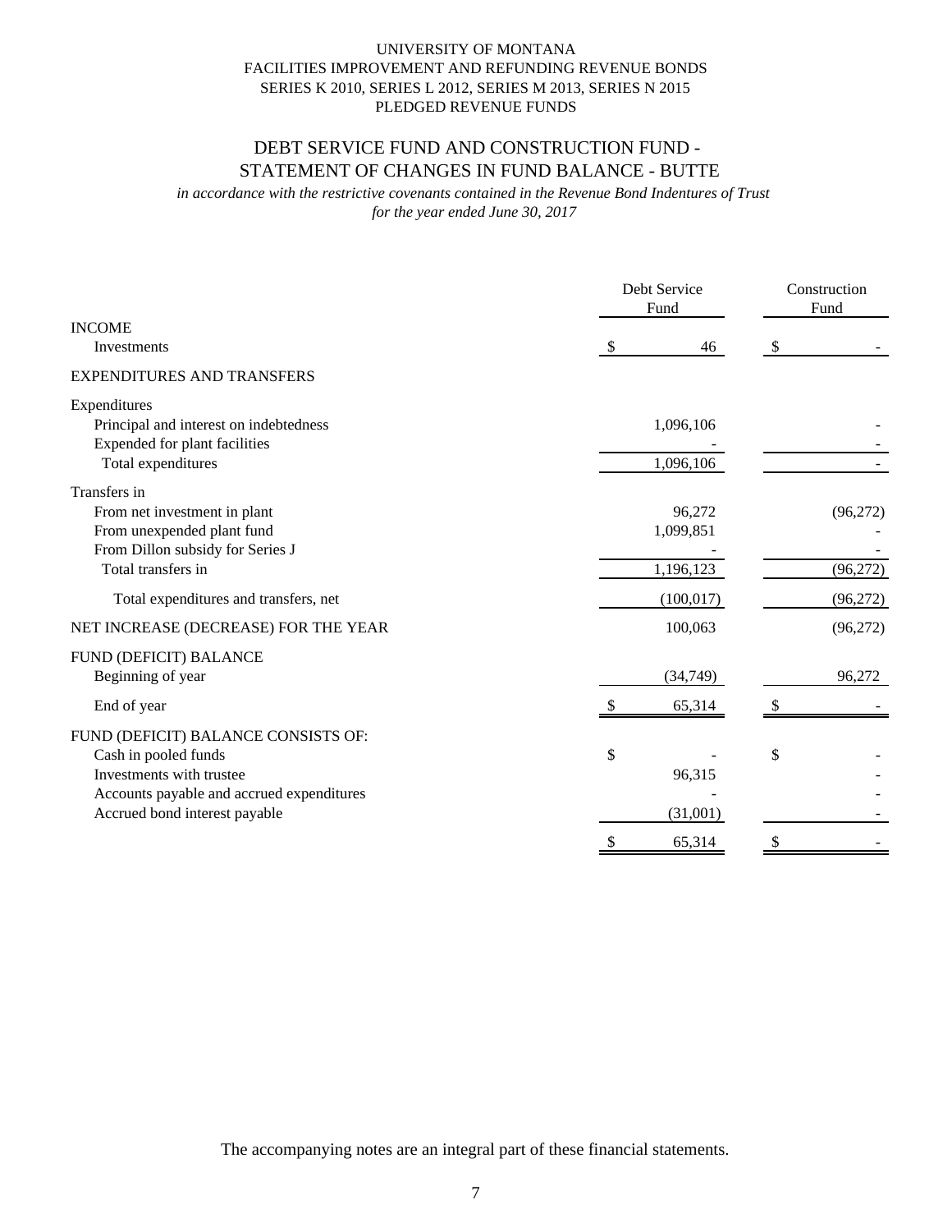UNIVERSITY OF MONTANA
FACILITIES IMPROVEMENT AND REFUNDING REVENUE BONDS
SERIES K 2010, SERIES L 2012, SERIES M 2013, SERIES N 2015
PLEDGED REVENUE FUNDS

## DEBT SERVICE FUND AND CONSTRUCTION FUND - STATEMENT OF CHANGES IN FUND BALANCE - BUTTE

*in accordance with the restrictive covenants contained in the Revenue Bond Indentures of Trust*
*for the year ended June 30, 2017*

| | Debt Service Fund | Construction Fund |
|---|---|---|
| **INCOME** | | |
| Investments | $ 46 | $ - |
| **EXPENDITURES AND TRANSFERS** | | |
| Expenditures | | |
| Principal and interest on indebtedness | 1,096,106 | - |
| Expended for plant facilities | - | - |
| Total expenditures | 1,096,106 | - |
| Transfers in | | |
| From net investment in plant | 96,272 | (96,272) |
| From unexpended plant fund | 1,099,851 | - |
| From Dillon subsidy for Series J | - | - |
| Total transfers in | 1,196,123 | (96,272) |
| Total expenditures and transfers, net | (100,017) | (96,272) |
| **NET INCREASE (DECREASE) FOR THE YEAR** | 100,063 | (96,272) |
| **FUND (DEFICIT) BALANCE** | | |
| Beginning of year | (34,749) | 96,272 |
| End of year | $ 65,314 | $ - |
| **FUND (DEFICIT) BALANCE CONSISTS OF:** | | |
| Cash in pooled funds | $ - | $ - |
| Investments with trustee | 96,315 | - |
| Accounts payable and accrued expenditures | - | - |
| Accrued bond interest payable | (31,001) | - |
| | $ 65,314 | $ - |

The accompanying notes are an integral part of these financial statements.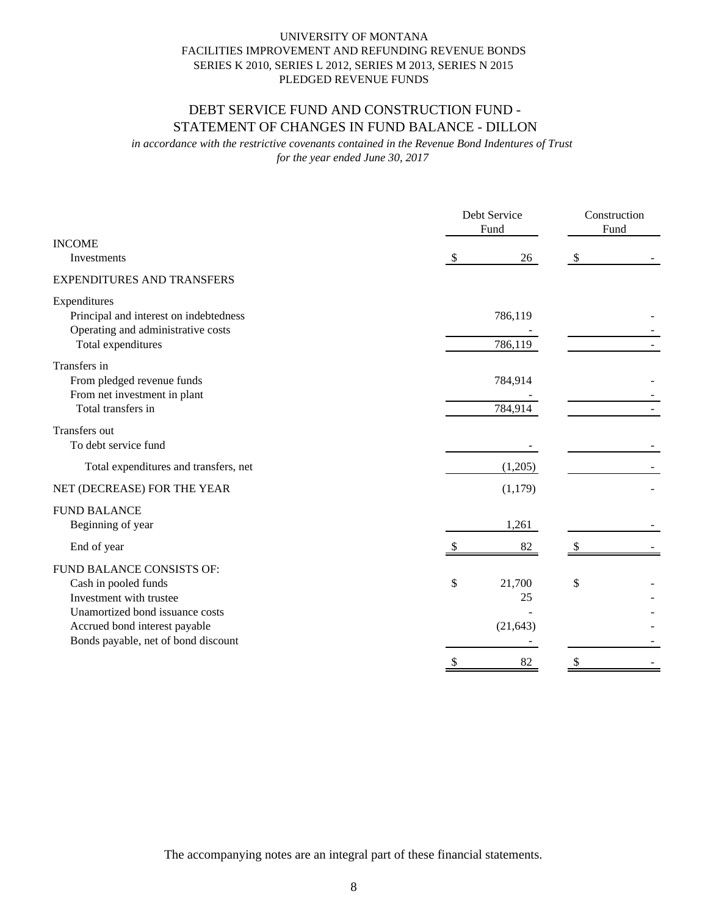UNIVERSITY OF MONTANA
FACILITIES IMPROVEMENT AND REFUNDING REVENUE BONDS
SERIES K 2010, SERIES L 2012, SERIES M 2013, SERIES N 2015
PLEDGED REVENUE FUNDS

## DEBT SERVICE FUND AND CONSTRUCTION FUND - STATEMENT OF CHANGES IN FUND BALANCE - DILLON

*in accordance with the restrictive covenants contained in the Revenue Bond Indentures of Trust*
*for the year ended June 30, 2017*

| | Debt Service Fund | Construction Fund |
|---|---|---|
| **INCOME** | | |
| Investments | $ 26 | $ - |
| **EXPENDITURES AND TRANSFERS** | | |
| Expenditures | | |
| Principal and interest on indebtedness | 786,119 | - |
| Operating and administrative costs | - | - |
| Total expenditures | 786,119 | - |
| Transfers in | | |
| From pledged revenue funds | 784,914 | - |
| From net investment in plant | - | - |
| Total transfers in | 784,914 | - |
| Transfers out | | |
| To debt service fund | - | - |
| Total expenditures and transfers, net | (1,205) | - |
| NET (DECREASE) FOR THE YEAR | (1,179) | - |
| **FUND BALANCE** | | |
| Beginning of year | 1,261 | - |
| End of year | $ 82 | $ - |
| **FUND BALANCE CONSISTS OF:** | | |
| Cash in pooled funds | $ 21,700 | $ - |
| Investment with trustee | 25 | - |
| Unamortized bond issuance costs | - | - |
| Accrued bond interest payable | (21,643) | - |
| Bonds payable, net of bond discount | - | - |
| | $ 82 | $ - |

The accompanying notes are an integral part of these financial statements.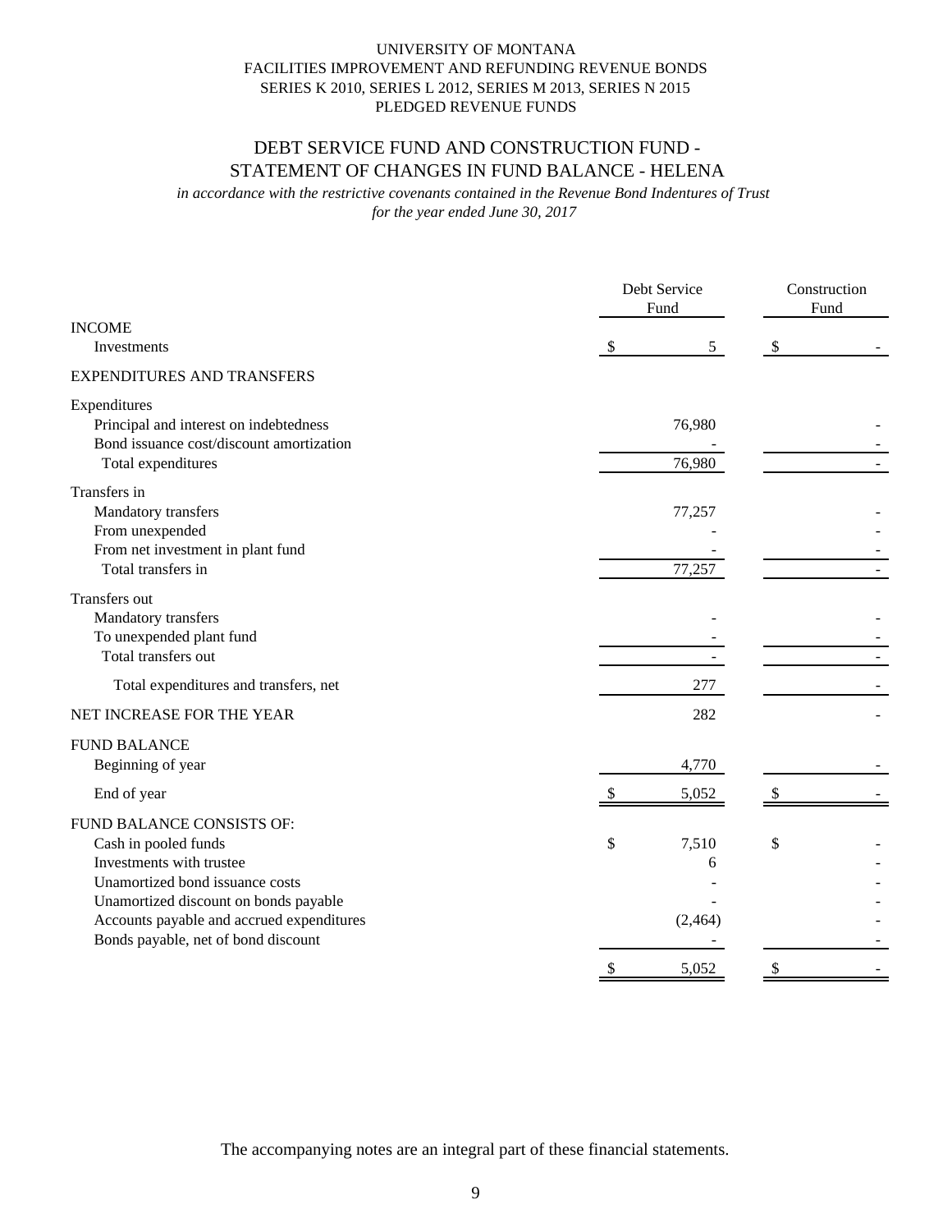UNIVERSITY OF MONTANA
FACILITIES IMPROVEMENT AND REFUNDING REVENUE BONDS
SERIES K 2010, SERIES L 2012, SERIES M 2013, SERIES N 2015
PLEDGED REVENUE FUNDS

# DEBT SERVICE FUND AND CONSTRUCTION FUND - STATEMENT OF CHANGES IN FUND BALANCE - HELENA

*in accordance with the restrictive covenants contained in the Revenue Bond Indentures of Trust*
*for the year ended June 30, 2017*

| | Debt Service Fund | Construction Fund |
|---|---|---|
| **INCOME** | | |
| Investments | $ 5 | $ - |
| **EXPENDITURES AND TRANSFERS** | | |
| Expenditures | | |
| Principal and interest on indebtedness | 76,980 | - |
| Bond issuance cost/discount amortization | - | - |
| Total expenditures | 76,980 | - |
| Transfers in | | |
| Mandatory transfers | 77,257 | - |
| From unexpended | - | - |
| From net investment in plant fund | - | - |
| Total transfers in | 77,257 | - |
| Transfers out | | |
| Mandatory transfers | - | - |
| To unexpended plant fund | - | - |
| Total transfers out | - | - |
| Total expenditures and transfers, net | 277 | - |
| **NET INCREASE FOR THE YEAR** | 282 | - |
| **FUND BALANCE** | | |
| Beginning of year | 4,770 | - |
| End of year | $ 5,052 | $ - |
| **FUND BALANCE CONSISTS OF:** | | |
| Cash in pooled funds | $ 7,510 | $ - |
| Investments with trustee | 6 | - |
| Unamortized bond issuance costs | - | - |
| Unamortized discount on bonds payable | - | - |
| Accounts payable and accrued expenditures | (2,464) | - |
| Bonds payable, net of bond discount | - | - |
| | $ 5,052 | $ - |

The accompanying notes are an integral part of these financial statements.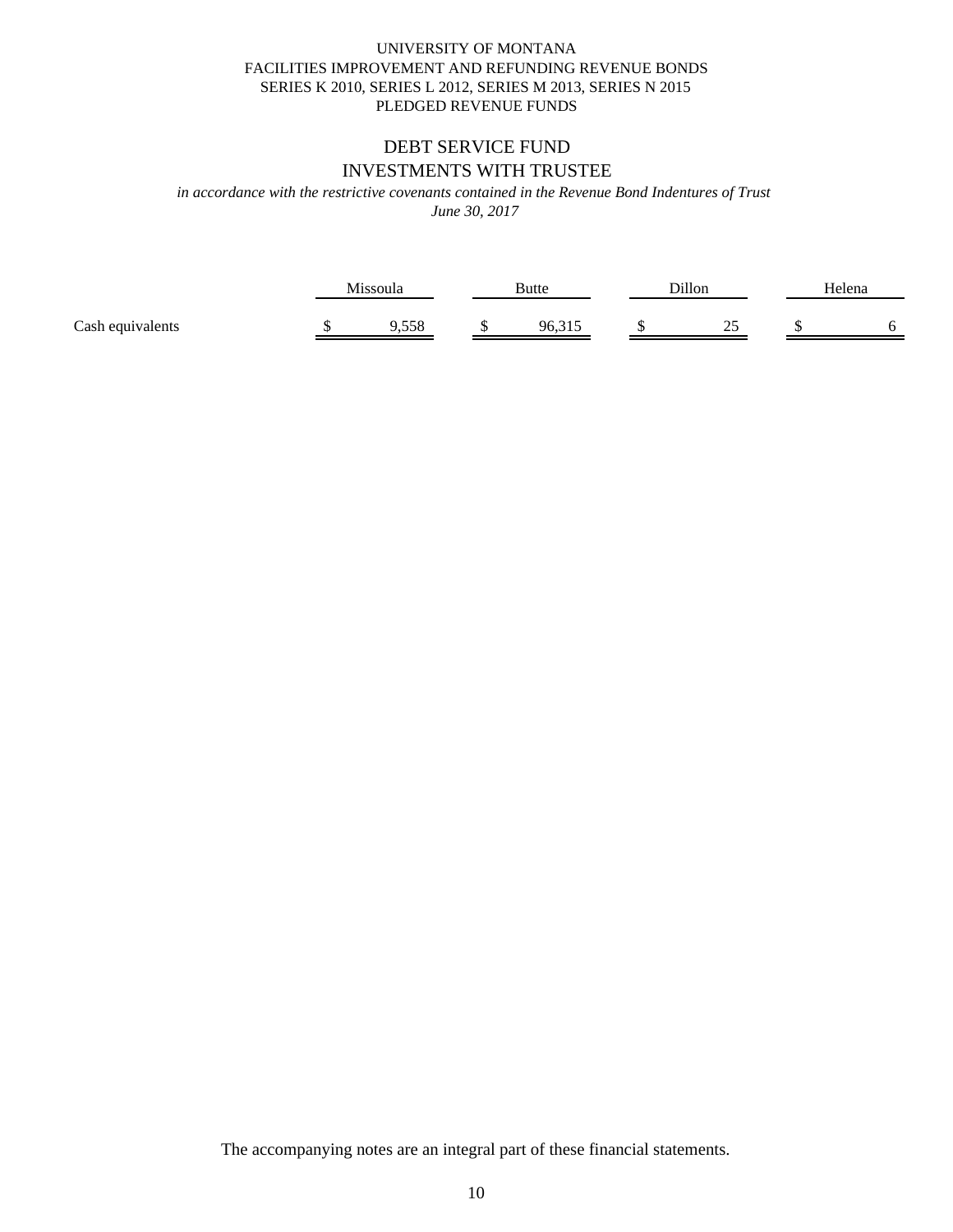UNIVERSITY OF MONTANA
FACILITIES IMPROVEMENT AND REFUNDING REVENUE BONDS
SERIES K 2010, SERIES L 2012, SERIES M 2013, SERIES N 2015
PLEDGED REVENUE FUNDS

## DEBT SERVICE FUND
## INVESTMENTS WITH TRUSTEE

*in accordance with the restrictive covenants contained in the Revenue Bond Indentures of Trust*
*June 30, 2017*

| | Missoula | Butte | Dillon | Helena |
|---|---|---|---|---|
| Cash equivalents | $ 9,558 | $ 96,315 | $ 25 | $ 6 |

The accompanying notes are an integral part of these financial statements.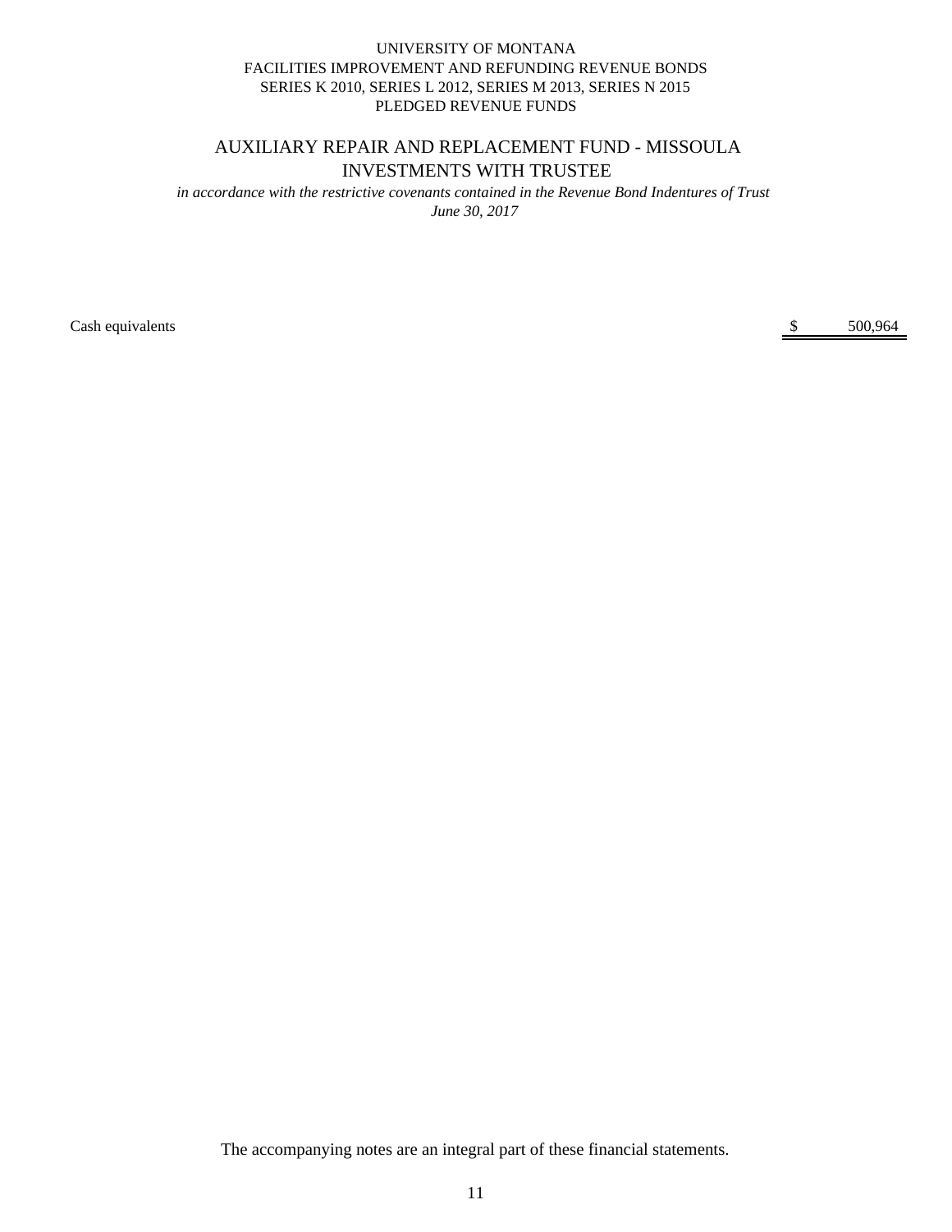UNIVERSITY OF MONTANA
FACILITIES IMPROVEMENT AND REFUNDING REVENUE BONDS
SERIES K 2010, SERIES L 2012, SERIES M 2013, SERIES N 2015
PLEDGED REVENUE FUNDS

## AUXILIARY REPAIR AND REPLACEMENT FUND - MISSOULA
## INVESTMENTS WITH TRUSTEE

*in accordance with the restrictive covenants contained in the Revenue Bond Indentures of Trust*
*June 30, 2017*

| | | |
|---|---|---|
| Cash equivalents | $ | 500,964 |

The accompanying notes are an integral part of these financial statements.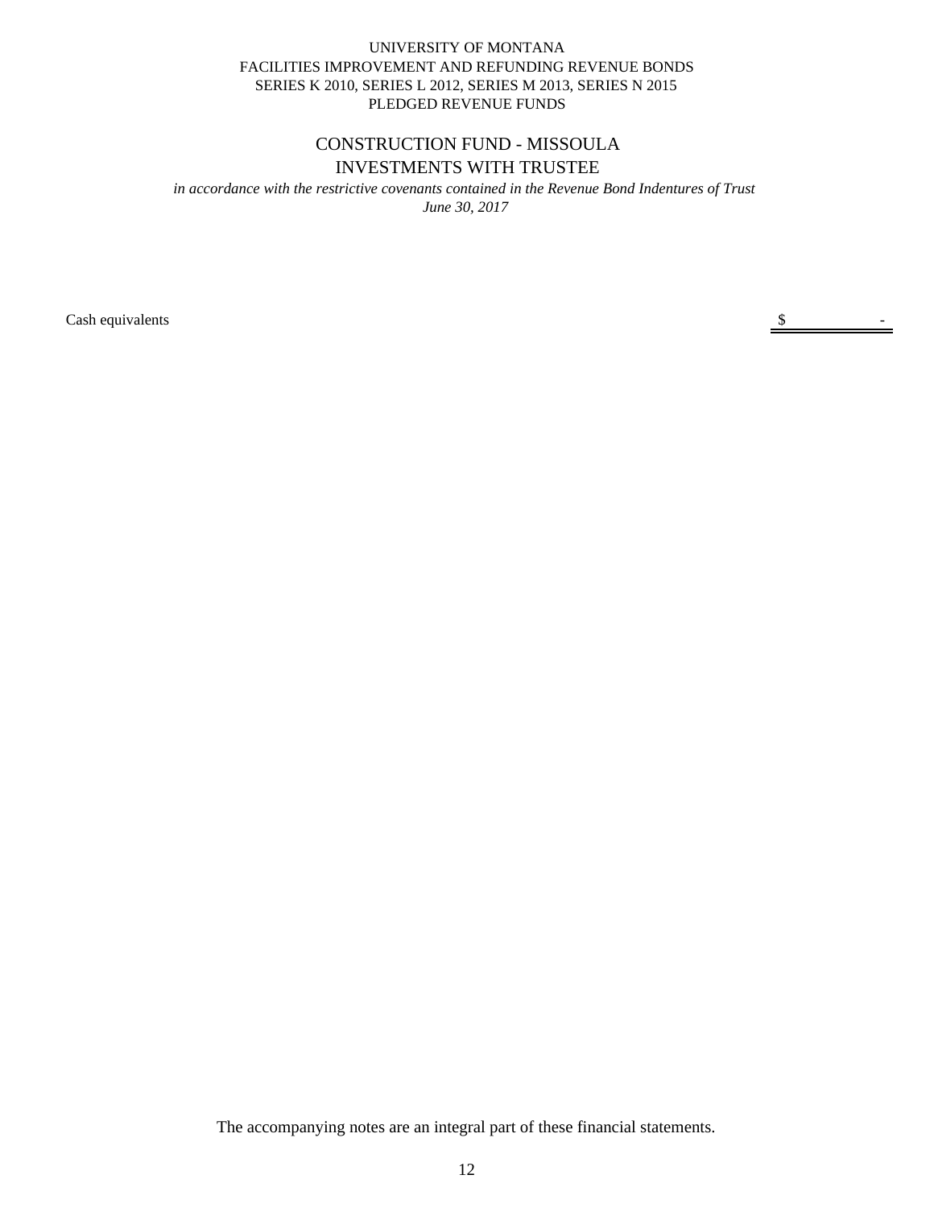UNIVERSITY OF MONTANA
FACILITIES IMPROVEMENT AND REFUNDING REVENUE BONDS
SERIES K 2010, SERIES L 2012, SERIES M 2013, SERIES N 2015
PLEDGED REVENUE FUNDS

## CONSTRUCTION FUND - MISSOULA
## INVESTMENTS WITH TRUSTEE

*in accordance with the restrictive covenants contained in the Revenue Bond Indentures of Trust*
*June 30, 2017*

| | |
|---|---|
| Cash equivalents | $ - |

The accompanying notes are an integral part of these financial statements.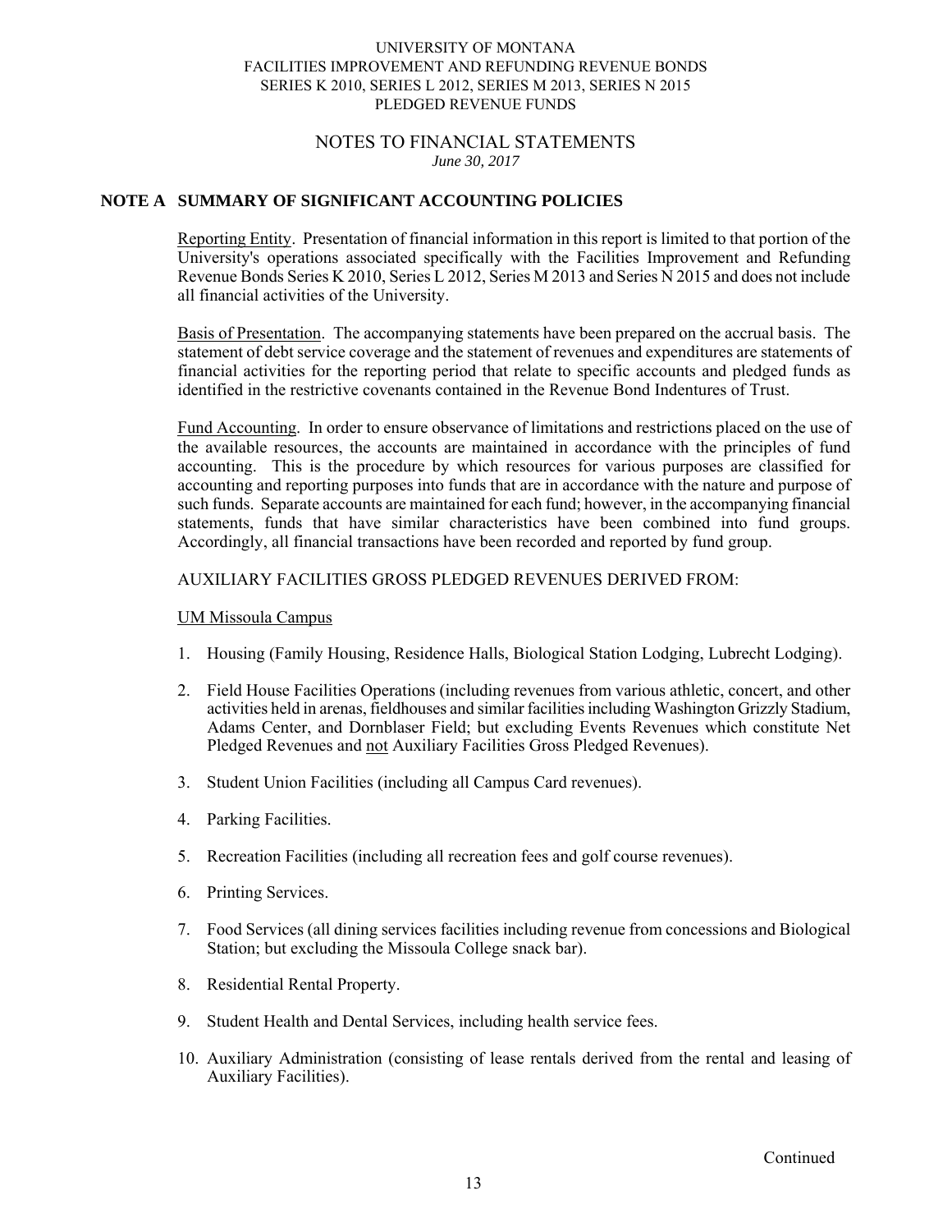UNIVERSITY OF MONTANA
FACILITIES IMPROVEMENT AND REFUNDING REVENUE BONDS
SERIES K 2010, SERIES L 2012, SERIES M 2013, SERIES N 2015
PLEDGED REVENUE FUNDS

NOTES TO FINANCIAL STATEMENTS
*June 30, 2017*

## NOTE A SUMMARY OF SIGNIFICANT ACCOUNTING POLICIES

Reporting Entity. Presentation of financial information in this report is limited to that portion of the University's operations associated specifically with the Facilities Improvement and Refunding Revenue Bonds Series K 2010, Series L 2012, Series M 2013 and Series N 2015 and does not include all financial activities of the University.

Basis of Presentation. The accompanying statements have been prepared on the accrual basis. The statement of debt service coverage and the statement of revenues and expenditures are statements of financial activities for the reporting period that relate to specific accounts and pledged funds as identified in the restrictive covenants contained in the Revenue Bond Indentures of Trust.

Fund Accounting. In order to ensure observance of limitations and restrictions placed on the use of the available resources, the accounts are maintained in accordance with the principles of fund accounting. This is the procedure by which resources for various purposes are classified for accounting and reporting purposes into funds that are in accordance with the nature and purpose of such funds. Separate accounts are maintained for each fund; however, in the accompanying financial statements, funds that have similar characteristics have been combined into fund groups. Accordingly, all financial transactions have been recorded and reported by fund group.

AUXILIARY FACILITIES GROSS PLEDGED REVENUES DERIVED FROM:

UM Missoula Campus

1. Housing (Family Housing, Residence Halls, Biological Station Lodging, Lubrecht Lodging).
2. Field House Facilities Operations (including revenues from various athletic, concert, and other activities held in arenas, fieldhouses and similar facilities including Washington Grizzly Stadium, Adams Center, and Dornblaser Field; but excluding Events Revenues which constitute Net Pledged Revenues and not Auxiliary Facilities Gross Pledged Revenues).
3. Student Union Facilities (including all Campus Card revenues).
4. Parking Facilities.
5. Recreation Facilities (including all recreation fees and golf course revenues).
6. Printing Services.
7. Food Services (all dining services facilities including revenue from concessions and Biological Station; but excluding the Missoula College snack bar).
8. Residential Rental Property.
9. Student Health and Dental Services, including health service fees.
10. Auxiliary Administration (consisting of lease rentals derived from the rental and leasing of Auxiliary Facilities).

Continued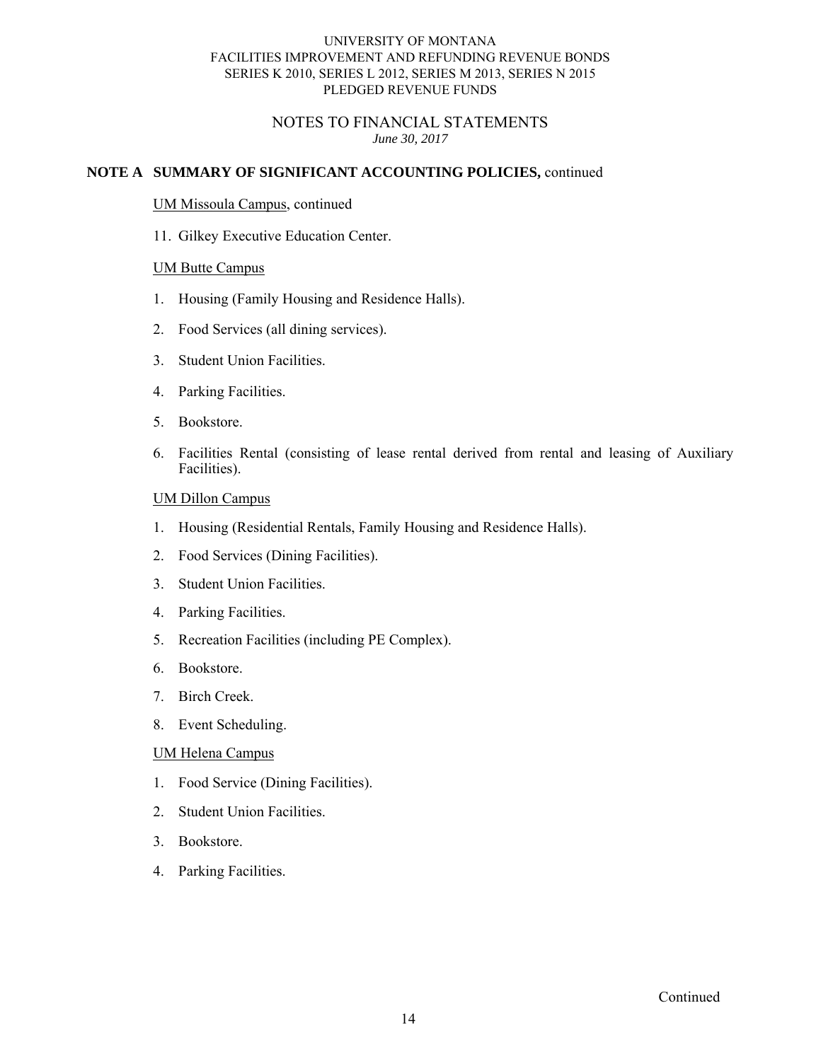## NOTE A SUMMARY OF SIGNIFICANT ACCOUNTING POLICIES, continued

UM Missoula Campus, continued

11. Gilkey Executive Education Center.

UM Butte Campus

1. Housing (Family Housing and Residence Halls).
2. Food Services (all dining services).
3. Student Union Facilities.
4. Parking Facilities.
5. Bookstore.
6. Facilities Rental (consisting of lease rental derived from rental and leasing of Auxiliary Facilities).

UM Dillon Campus

1. Housing (Residential Rentals, Family Housing and Residence Halls).
2. Food Services (Dining Facilities).
3. Student Union Facilities.
4. Parking Facilities.
5. Recreation Facilities (including PE Complex).
6. Bookstore.
7. Birch Creek.
8. Event Scheduling.

UM Helena Campus

1. Food Service (Dining Facilities).
2. Student Union Facilities.
3. Bookstore.
4. Parking Facilities.

Continued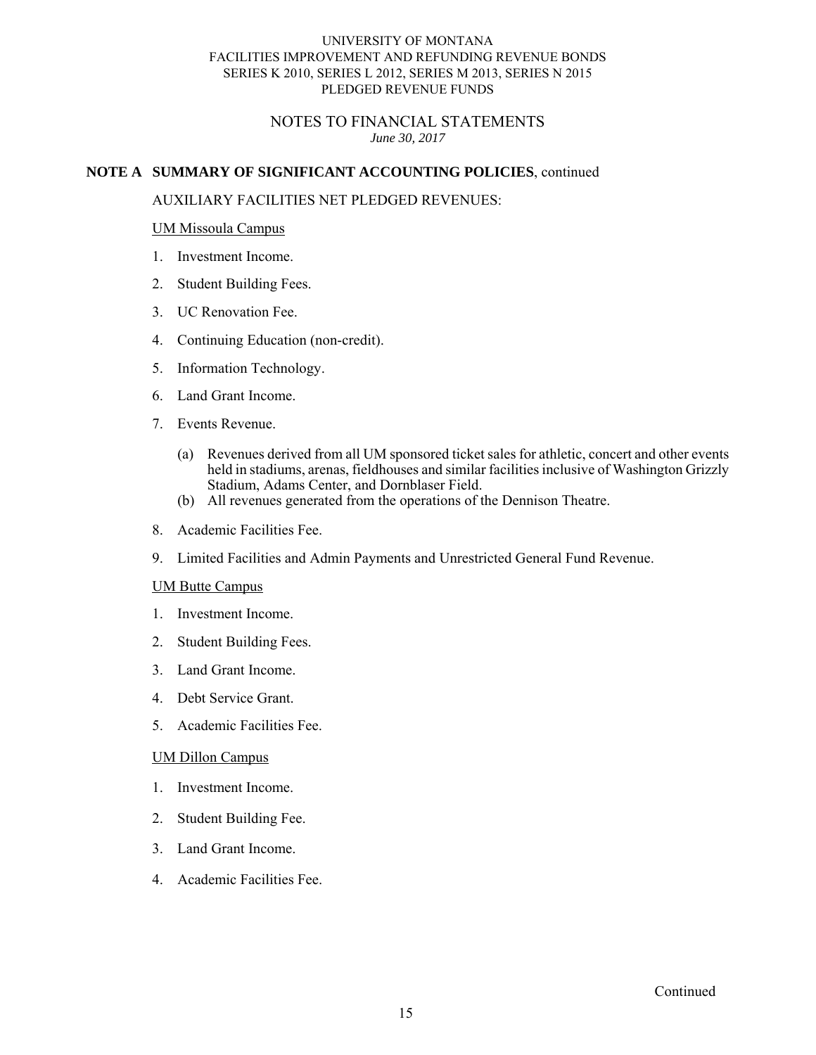## NOTES TO FINANCIAL STATEMENTS

*June 30, 2017*

**NOTE A SUMMARY OF SIGNIFICANT ACCOUNTING POLICIES**, continued

AUXILIARY FACILITIES NET PLEDGED REVENUES:

UM Missoula Campus

1. Investment Income.
2. Student Building Fees.
3. UC Renovation Fee.
4. Continuing Education (non-credit).
5. Information Technology.
6. Land Grant Income.
7. Events Revenue.
   - (a) Revenues derived from all UM sponsored ticket sales for athletic, concert and other events held in stadiums, arenas, fieldhouses and similar facilities inclusive of Washington Grizzly Stadium, Adams Center, and Dornblaser Field.
   - (b) All revenues generated from the operations of the Dennison Theatre.
8. Academic Facilities Fee.
9. Limited Facilities and Admin Payments and Unrestricted General Fund Revenue.

UM Butte Campus

1. Investment Income.
2. Student Building Fees.
3. Land Grant Income.
4. Debt Service Grant.
5. Academic Facilities Fee.

UM Dillon Campus

1. Investment Income.
2. Student Building Fee.
3. Land Grant Income.
4. Academic Facilities Fee.

Continued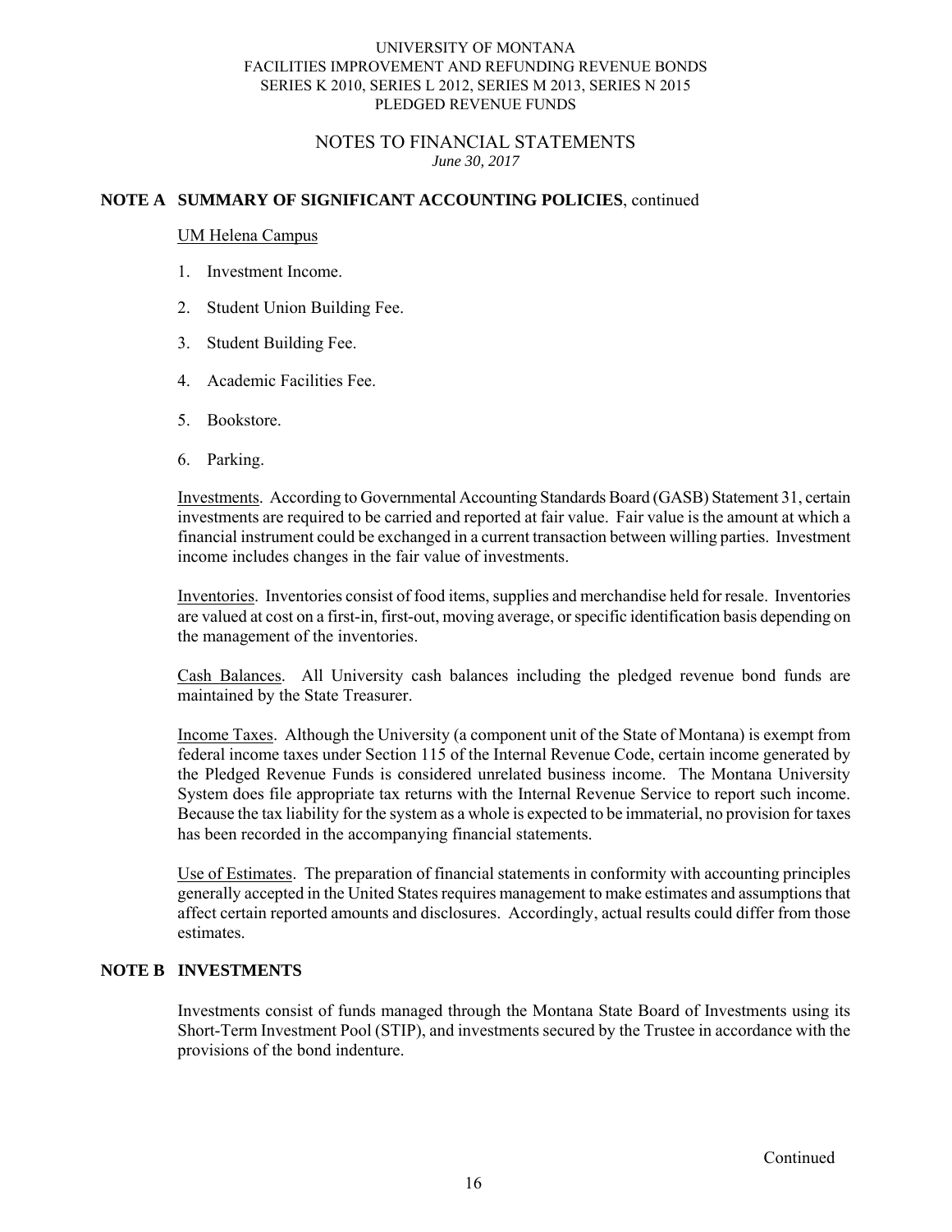## NOTE A SUMMARY OF SIGNIFICANT ACCOUNTING POLICIES, continued

UM Helena Campus

1. Investment Income.
2. Student Union Building Fee.
3. Student Building Fee.
4. Academic Facilities Fee.
5. Bookstore.
6. Parking.

Investments. According to Governmental Accounting Standards Board (GASB) Statement 31, certain investments are required to be carried and reported at fair value. Fair value is the amount at which a financial instrument could be exchanged in a current transaction between willing parties. Investment income includes changes in the fair value of investments.

Inventories. Inventories consist of food items, supplies and merchandise held for resale. Inventories are valued at cost on a first-in, first-out, moving average, or specific identification basis depending on the management of the inventories.

Cash Balances. All University cash balances including the pledged revenue bond funds are maintained by the State Treasurer.

Income Taxes. Although the University (a component unit of the State of Montana) is exempt from federal income taxes under Section 115 of the Internal Revenue Code, certain income generated by the Pledged Revenue Funds is considered unrelated business income. The Montana University System does file appropriate tax returns with the Internal Revenue Service to report such income. Because the tax liability for the system as a whole is expected to be immaterial, no provision for taxes has been recorded in the accompanying financial statements.

Use of Estimates. The preparation of financial statements in conformity with accounting principles generally accepted in the United States requires management to make estimates and assumptions that affect certain reported amounts and disclosures. Accordingly, actual results could differ from those estimates.

## NOTE B INVESTMENTS

Investments consist of funds managed through the Montana State Board of Investments using its Short-Term Investment Pool (STIP), and investments secured by the Trustee in accordance with the provisions of the bond indenture.

Continued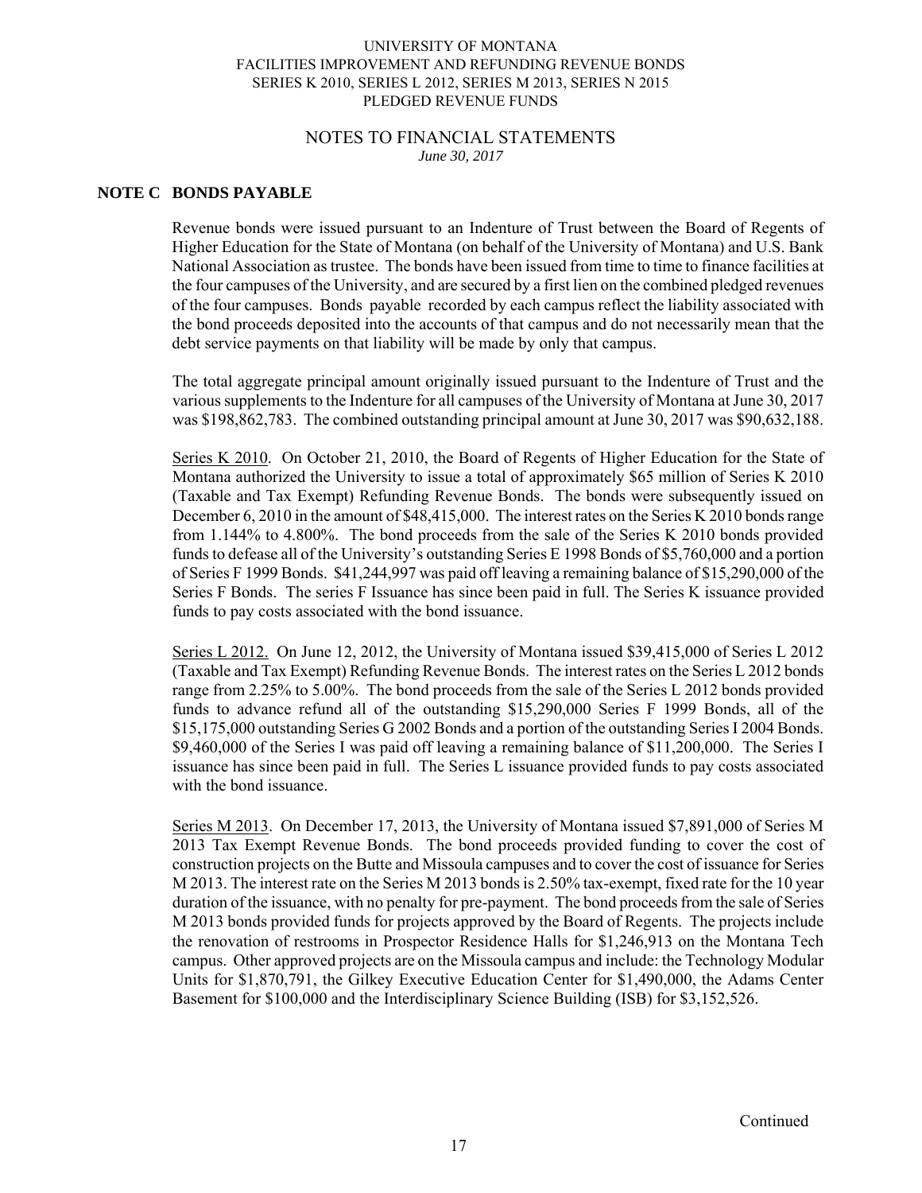UNIVERSITY OF MONTANA
FACILITIES IMPROVEMENT AND REFUNDING REVENUE BONDS
SERIES K 2010, SERIES L 2012, SERIES M 2013, SERIES N 2015
PLEDGED REVENUE FUNDS

NOTES TO FINANCIAL STATEMENTS
*June 30, 2017*

## NOTE C BONDS PAYABLE

Revenue bonds were issued pursuant to an Indenture of Trust between the Board of Regents of Higher Education for the State of Montana (on behalf of the University of Montana) and U.S. Bank National Association as trustee. The bonds have been issued from time to time to finance facilities at the four campuses of the University, and are secured by a first lien on the combined pledged revenues of the four campuses. Bonds payable recorded by each campus reflect the liability associated with the bond proceeds deposited into the accounts of that campus and do not necessarily mean that the debt service payments on that liability will be made by only that campus.

The total aggregate principal amount originally issued pursuant to the Indenture of Trust and the various supplements to the Indenture for all campuses of the University of Montana at June 30, 2017 was $198,862,783. The combined outstanding principal amount at June 30, 2017 was $90,632,188.

<u>Series K 2010</u>. On October 21, 2010, the Board of Regents of Higher Education for the State of Montana authorized the University to issue a total of approximately $65 million of Series K 2010 (Taxable and Tax Exempt) Refunding Revenue Bonds. The bonds were subsequently issued on December 6, 2010 in the amount of $48,415,000. The interest rates on the Series K 2010 bonds range from 1.144% to 4.800%. The bond proceeds from the sale of the Series K 2010 bonds provided funds to defease all of the University's outstanding Series E 1998 Bonds of $5,760,000 and a portion of Series F 1999 Bonds. $41,244,997 was paid off leaving a remaining balance of $15,290,000 of the Series F Bonds. The series F Issuance has since been paid in full. The Series K issuance provided funds to pay costs associated with the bond issuance.

<u>Series L 2012.</u> On June 12, 2012, the University of Montana issued $39,415,000 of Series L 2012 (Taxable and Tax Exempt) Refunding Revenue Bonds. The interest rates on the Series L 2012 bonds range from 2.25% to 5.00%. The bond proceeds from the sale of the Series L 2012 bonds provided funds to advance refund all of the outstanding $15,290,000 Series F 1999 Bonds, all of the $15,175,000 outstanding Series G 2002 Bonds and a portion of the outstanding Series I 2004 Bonds. $9,460,000 of the Series I was paid off leaving a remaining balance of $11,200,000. The Series I issuance has since been paid in full. The Series L issuance provided funds to pay costs associated with the bond issuance.

<u>Series M 2013</u>. On December 17, 2013, the University of Montana issued $7,891,000 of Series M 2013 Tax Exempt Revenue Bonds. The bond proceeds provided funding to cover the cost of construction projects on the Butte and Missoula campuses and to cover the cost of issuance for Series M 2013. The interest rate on the Series M 2013 bonds is 2.50% tax-exempt, fixed rate for the 10 year duration of the issuance, with no penalty for pre-payment. The bond proceeds from the sale of Series M 2013 bonds provided funds for projects approved by the Board of Regents. The projects include the renovation of restrooms in Prospector Residence Halls for $1,246,913 on the Montana Tech campus. Other approved projects are on the Missoula campus and include: the Technology Modular Units for $1,870,791, the Gilkey Executive Education Center for $1,490,000, the Adams Center Basement for $100,000 and the Interdisciplinary Science Building (ISB) for $3,152,526.

Continued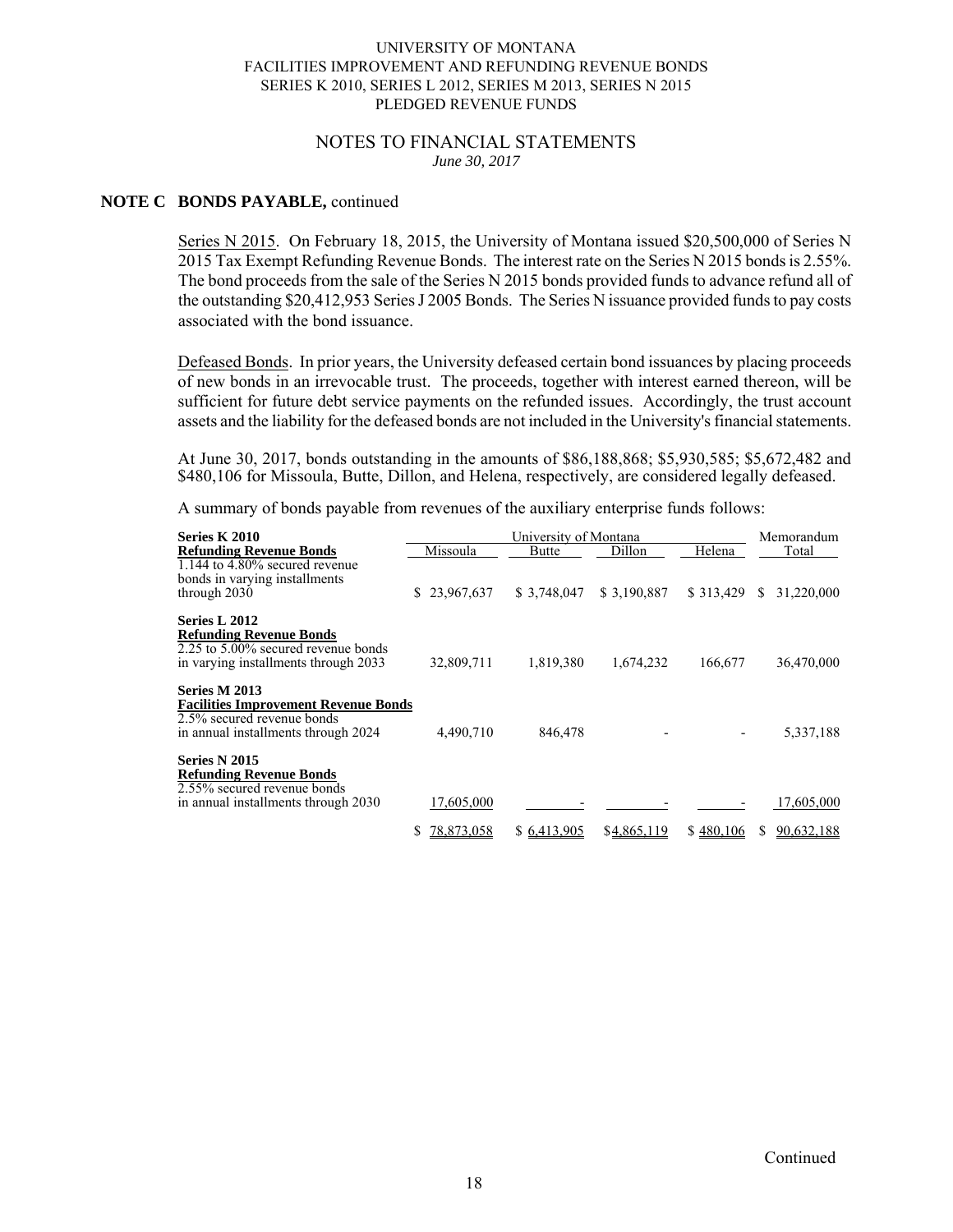UNIVERSITY OF MONTANA
FACILITIES IMPROVEMENT AND REFUNDING REVENUE BONDS
SERIES K 2010, SERIES L 2012, SERIES M 2013, SERIES N 2015
PLEDGED REVENUE FUNDS

NOTES TO FINANCIAL STATEMENTS
*June 30, 2017*

**NOTE C BONDS PAYABLE,** continued

Series N 2015. On February 18, 2015, the University of Montana issued $20,500,000 of Series N 2015 Tax Exempt Refunding Revenue Bonds. The interest rate on the Series N 2015 bonds is 2.55%. The bond proceeds from the sale of the Series N 2015 bonds provided funds to advance refund all of the outstanding $20,412,953 Series J 2005 Bonds. The Series N issuance provided funds to pay costs associated with the bond issuance.

Defeased Bonds. In prior years, the University defeased certain bond issuances by placing proceeds of new bonds in an irrevocable trust. The proceeds, together with interest earned thereon, will be sufficient for future debt service payments on the refunded issues. Accordingly, the trust account assets and the liability for the defeased bonds are not included in the University's financial statements.

At June 30, 2017, bonds outstanding in the amounts of $86,188,868; $5,930,585; $5,672,482 and $480,106 for Missoula, Butte, Dillon, and Helena, respectively, are considered legally defeased.

A summary of bonds payable from revenues of the auxiliary enterprise funds follows:

| | University of Montana | | | | Memorandum |
|---|---|---|---|---|---|
| | Missoula | Butte | Dillon | Helena | Total |
| **Series K 2010**<br>**Refunding Revenue Bonds**<br>1.144 to 4.80% secured revenue bonds in varying installments through 2030 | $ 23,967,637 | $ 3,748,047 | $ 3,190,887 | $ 313,429 | $ 31,220,000 |
| **Series L 2012**<br>**Refunding Revenue Bonds**<br>2.25 to 5.00% secured revenue bonds in varying installments through 2033 | 32,809,711 | 1,819,380 | 1,674,232 | 166,677 | 36,470,000 |
| **Series M 2013**<br>**Facilities Improvement Revenue Bonds**<br>2.5% secured revenue bonds in annual installments through 2024 | 4,490,710 | 846,478 | - | - | 5,337,188 |
| **Series N 2015**<br>**Refunding Revenue Bonds**<br>2.55% secured revenue bonds in annual installments through 2030 | 17,605,000 | - | - | - | 17,605,000 |
| | $ 78,873,058 | $ 6,413,905 | $ 4,865,119 | $ 480,106 | $ 90,632,188 |

Continued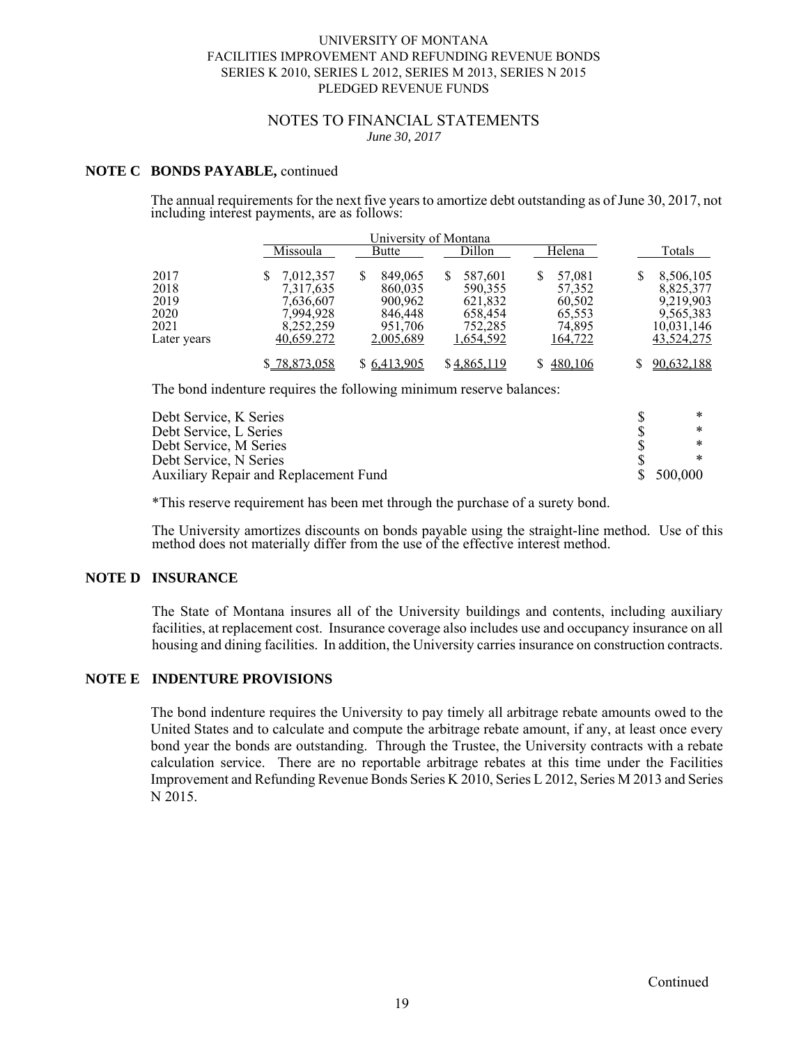UNIVERSITY OF MONTANA
FACILITIES IMPROVEMENT AND REFUNDING REVENUE BONDS
SERIES K 2010, SERIES L 2012, SERIES M 2013, SERIES N 2015
PLEDGED REVENUE FUNDS

NOTES TO FINANCIAL STATEMENTS
*June 30, 2017*

**NOTE C BONDS PAYABLE,** continued

The annual requirements for the next five years to amortize debt outstanding as of June 30, 2017, not including interest payments, are as follows:

| | University of Montana | | | | |
|---|---|---|---|---|---|
| | Missoula | Butte | Dillon | Helena | Totals |
| 2017 | $ 7,012,357 | $ 849,065 | $ 587,601 | $ 57,081 | $ 8,506,105 |
| 2018 | 7,317,635 | 860,035 | 590,355 | 57,352 | 8,825,377 |
| 2019 | 7,636,607 | 900,962 | 621,832 | 60,502 | 9,219,903 |
| 2020 | 7,994,928 | 846,448 | 658,454 | 65,553 | 9,565,383 |
| 2021 | 8,252,259 | 951,706 | 752,285 | 74,895 | 10,031,146 |
| Later years | 40,659,272 | 2,005,689 | 1,654,592 | 164,722 | 43,524,275 |
| | $ 78,873,058 | $ 6,413,905 | $ 4,865,119 | $ 480,106 | $ 90,632,188 |

The bond indenture requires the following minimum reserve balances:

| | |
|---|---|
| Debt Service, K Series | $ * |
| Debt Service, L Series | $ * |
| Debt Service, M Series | $ * |
| Debt Service, N Series | $ * |
| Auxiliary Repair and Replacement Fund | $ 500,000 |

*This reserve requirement has been met through the purchase of a surety bond.

The University amortizes discounts on bonds payable using the straight-line method. Use of this method does not materially differ from the use of the effective interest method.

**NOTE D INSURANCE**

The State of Montana insures all of the University buildings and contents, including auxiliary facilities, at replacement cost. Insurance coverage also includes use and occupancy insurance on all housing and dining facilities. In addition, the University carries insurance on construction contracts.

**NOTE E INDENTURE PROVISIONS**

The bond indenture requires the University to pay timely all arbitrage rebate amounts owed to the United States and to calculate and compute the arbitrage rebate amount, if any, at least once every bond year the bonds are outstanding. Through the Trustee, the University contracts with a rebate calculation service. There are no reportable arbitrage rebates at this time under the Facilities Improvement and Refunding Revenue Bonds Series K 2010, Series L 2012, Series M 2013 and Series N 2015.

Continued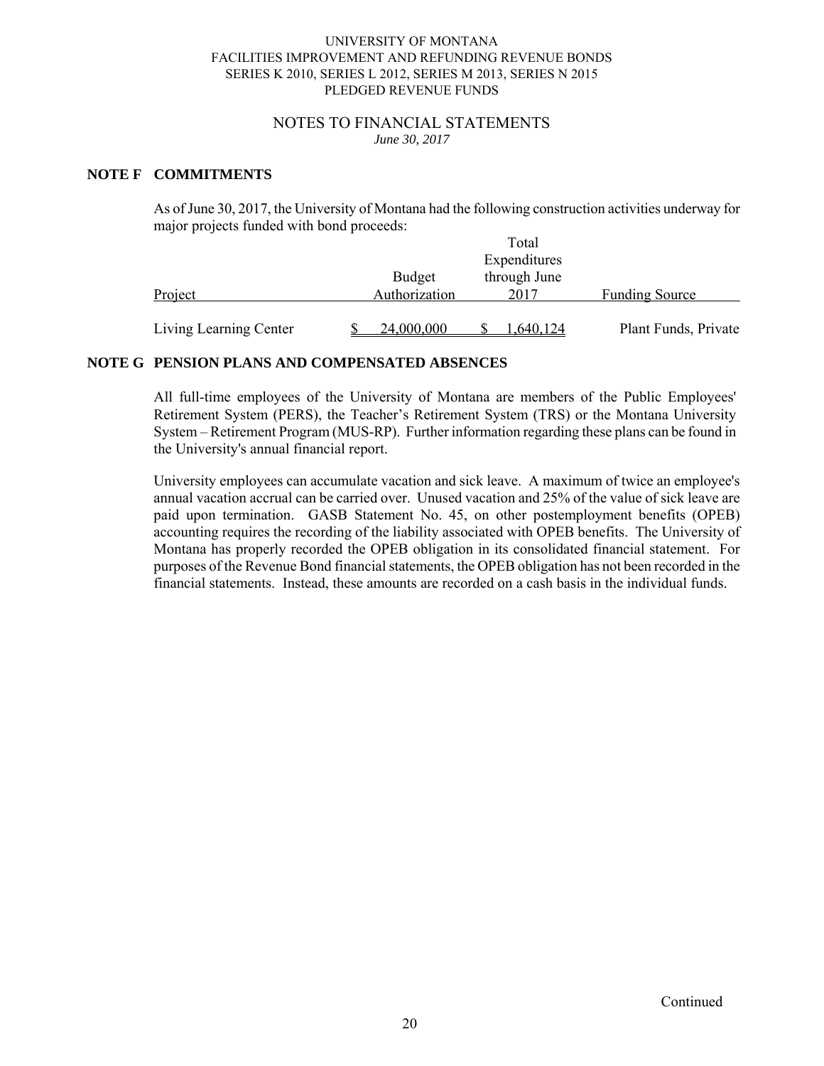UNIVERSITY OF MONTANA
FACILITIES IMPROVEMENT AND REFUNDING REVENUE BONDS
SERIES K 2010, SERIES L 2012, SERIES M 2013, SERIES N 2015
PLEDGED REVENUE FUNDS

NOTES TO FINANCIAL STATEMENTS
*June 30, 2017*

## NOTE F COMMITMENTS

As of June 30, 2017, the University of Montana had the following construction activities underway for major projects funded with bond proceeds:

| Project | Budget Authorization | Total Expenditures through June 2017 | Funding Source |
|---|---|---|---|
| Living Learning Center | $ 24,000,000 | $ 1,640,124 | Plant Funds, Private |

## NOTE G PENSION PLANS AND COMPENSATED ABSENCES

All full-time employees of the University of Montana are members of the Public Employees' Retirement System (PERS), the Teacher's Retirement System (TRS) or the Montana University System – Retirement Program (MUS-RP). Further information regarding these plans can be found in the University's annual financial report.

University employees can accumulate vacation and sick leave. A maximum of twice an employee's annual vacation accrual can be carried over. Unused vacation and 25% of the value of sick leave are paid upon termination. GASB Statement No. 45, on other postemployment benefits (OPEB) accounting requires the recording of the liability associated with OPEB benefits. The University of Montana has properly recorded the OPEB obligation in its consolidated financial statement. For purposes of the Revenue Bond financial statements, the OPEB obligation has not been recorded in the financial statements. Instead, these amounts are recorded on a cash basis in the individual funds.

Continued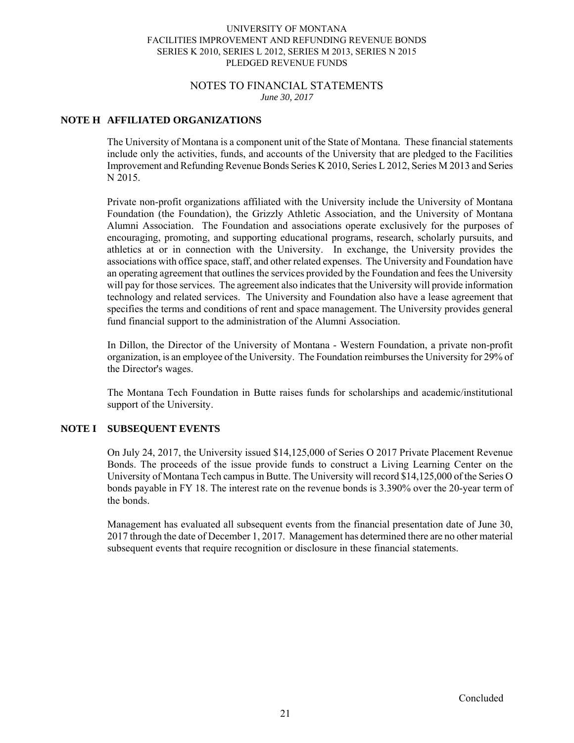## NOTE H AFFILIATED ORGANIZATIONS

The University of Montana is a component unit of the State of Montana. These financial statements include only the activities, funds, and accounts of the University that are pledged to the Facilities Improvement and Refunding Revenue Bonds Series K 2010, Series L 2012, Series M 2013 and Series N 2015.

Private non-profit organizations affiliated with the University include the University of Montana Foundation (the Foundation), the Grizzly Athletic Association, and the University of Montana Alumni Association. The Foundation and associations operate exclusively for the purposes of encouraging, promoting, and supporting educational programs, research, scholarly pursuits, and athletics at or in connection with the University. In exchange, the University provides the associations with office space, staff, and other related expenses. The University and Foundation have an operating agreement that outlines the services provided by the Foundation and fees the University will pay for those services. The agreement also indicates that the University will provide information technology and related services. The University and Foundation also have a lease agreement that specifies the terms and conditions of rent and space management. The University provides general fund financial support to the administration of the Alumni Association.

In Dillon, the Director of the University of Montana - Western Foundation, a private non-profit organization, is an employee of the University. The Foundation reimburses the University for 29% of the Director's wages.

The Montana Tech Foundation in Butte raises funds for scholarships and academic/institutional support of the University.

## NOTE I SUBSEQUENT EVENTS

On July 24, 2017, the University issued $14,125,000 of Series O 2017 Private Placement Revenue Bonds. The proceeds of the issue provide funds to construct a Living Learning Center on the University of Montana Tech campus in Butte. The University will record $14,125,000 of the Series O bonds payable in FY 18. The interest rate on the revenue bonds is 3.390% over the 20-year term of the bonds.

Management has evaluated all subsequent events from the financial presentation date of June 30, 2017 through the date of December 1, 2017. Management has determined there are no other material subsequent events that require recognition or disclosure in these financial statements.

Concluded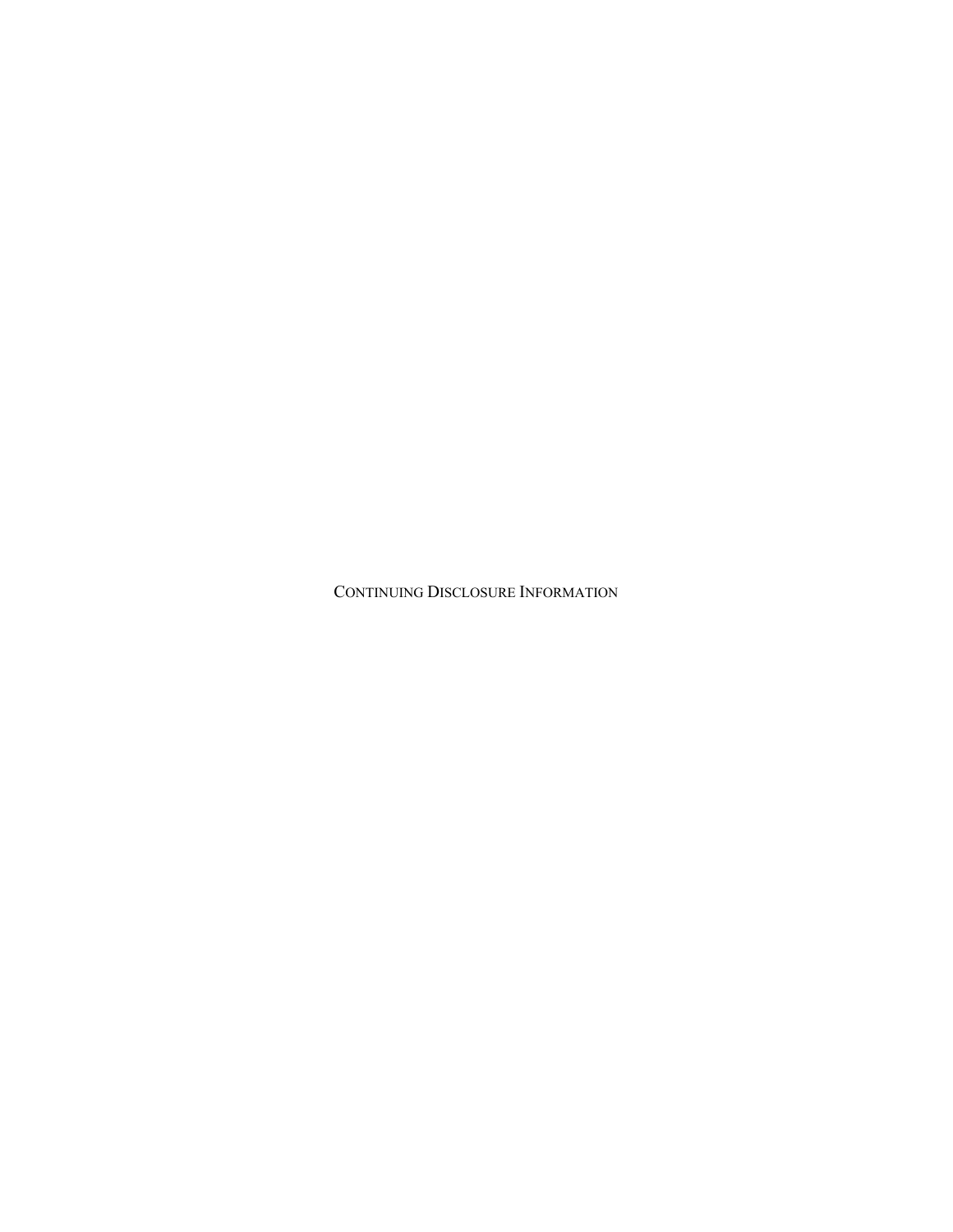# Continuing Disclosure Information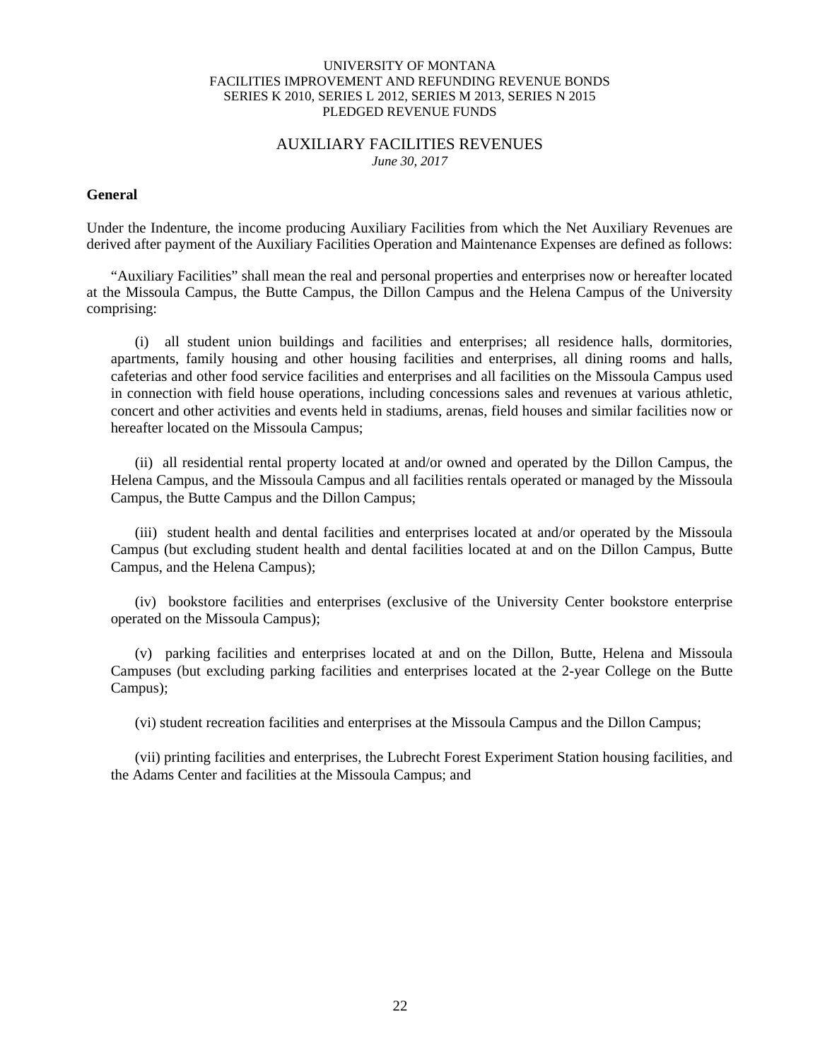UNIVERSITY OF MONTANA
FACILITIES IMPROVEMENT AND REFUNDING REVENUE BONDS
SERIES K 2010, SERIES L 2012, SERIES M 2013, SERIES N 2015
PLEDGED REVENUE FUNDS

# AUXILIARY FACILITIES REVENUES

*June 30, 2017*

## General

Under the Indenture, the income producing Auxiliary Facilities from which the Net Auxiliary Revenues are derived after payment of the Auxiliary Facilities Operation and Maintenance Expenses are defined as follows:

"Auxiliary Facilities" shall mean the real and personal properties and enterprises now or hereafter located at the Missoula Campus, the Butte Campus, the Dillon Campus and the Helena Campus of the University comprising:

(i) all student union buildings and facilities and enterprises; all residence halls, dormitories, apartments, family housing and other housing facilities and enterprises, all dining rooms and halls, cafeterias and other food service facilities and enterprises and all facilities on the Missoula Campus used in connection with field house operations, including concessions sales and revenues at various athletic, concert and other activities and events held in stadiums, arenas, field houses and similar facilities now or hereafter located on the Missoula Campus;

(ii) all residential rental property located at and/or owned and operated by the Dillon Campus, the Helena Campus, and the Missoula Campus and all facilities rentals operated or managed by the Missoula Campus, the Butte Campus and the Dillon Campus;

(iii) student health and dental facilities and enterprises located at and/or operated by the Missoula Campus (but excluding student health and dental facilities located at and on the Dillon Campus, Butte Campus, and the Helena Campus);

(iv) bookstore facilities and enterprises (exclusive of the University Center bookstore enterprise operated on the Missoula Campus);

(v) parking facilities and enterprises located at and on the Dillon, Butte, Helena and Missoula Campuses (but excluding parking facilities and enterprises located at the 2-year College on the Butte Campus);

(vi) student recreation facilities and enterprises at the Missoula Campus and the Dillon Campus;

(vii) printing facilities and enterprises, the Lubrecht Forest Experiment Station housing facilities, and the Adams Center and facilities at the Missoula Campus; and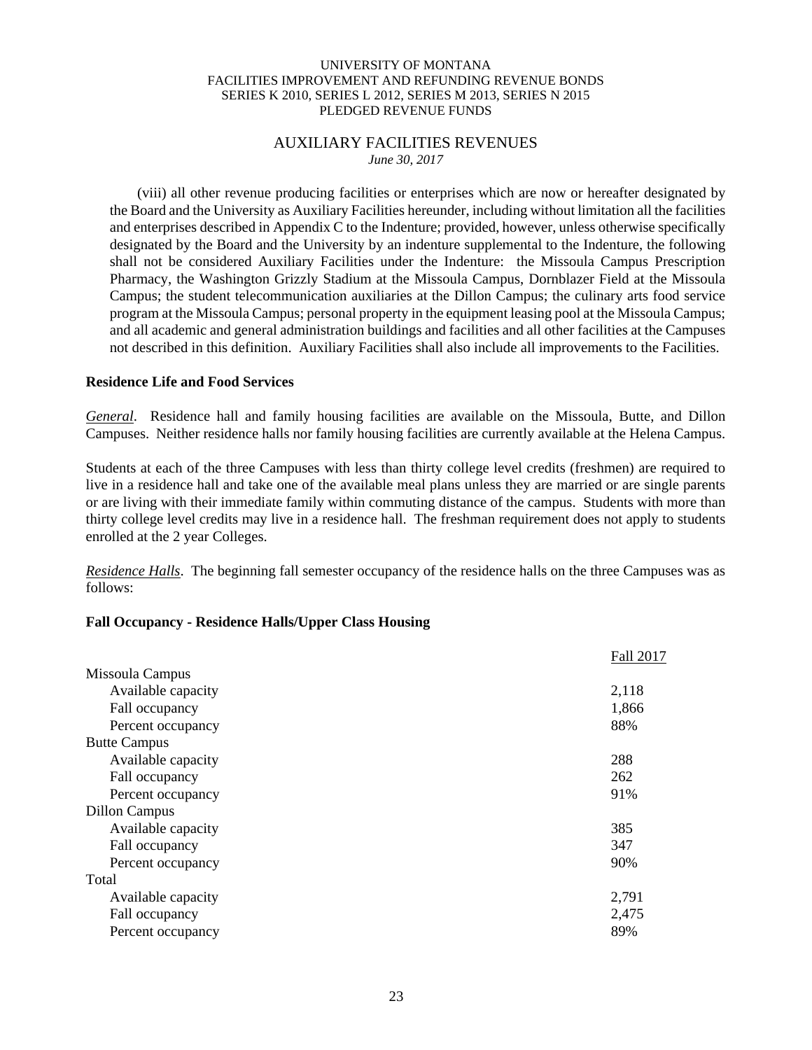# AUXILIARY FACILITIES REVENUES

*June 30, 2017*

(viii) all other revenue producing facilities or enterprises which are now or hereafter designated by the Board and the University as Auxiliary Facilities hereunder, including without limitation all the facilities and enterprises described in Appendix C to the Indenture; provided, however, unless otherwise specifically designated by the Board and the University by an indenture supplemental to the Indenture, the following shall not be considered Auxiliary Facilities under the Indenture: the Missoula Campus Prescription Pharmacy, the Washington Grizzly Stadium at the Missoula Campus, Dornblazer Field at the Missoula Campus; the student telecommunication auxiliaries at the Dillon Campus; the culinary arts food service program at the Missoula Campus; personal property in the equipment leasing pool at the Missoula Campus; and all academic and general administration buildings and facilities and all other facilities at the Campuses not described in this definition. Auxiliary Facilities shall also include all improvements to the Facilities.

## Residence Life and Food Services

*General*. Residence hall and family housing facilities are available on the Missoula, Butte, and Dillon Campuses. Neither residence halls nor family housing facilities are currently available at the Helena Campus.

Students at each of the three Campuses with less than thirty college level credits (freshmen) are required to live in a residence hall and take one of the available meal plans unless they are married or are single parents or are living with their immediate family within commuting distance of the campus. Students with more than thirty college level credits may live in a residence hall. The freshman requirement does not apply to students enrolled at the 2 year Colleges.

*Residence Halls*. The beginning fall semester occupancy of the residence halls on the three Campuses was as follows:

### Fall Occupancy - Residence Halls/Upper Class Housing

| | Fall 2017 |
|---|---|
| Missoula Campus | |
| Available capacity | 2,118 |
| Fall occupancy | 1,866 |
| Percent occupancy | 88% |
| Butte Campus | |
| Available capacity | 288 |
| Fall occupancy | 262 |
| Percent occupancy | 91% |
| Dillon Campus | |
| Available capacity | 385 |
| Fall occupancy | 347 |
| Percent occupancy | 90% |
| Total | |
| Available capacity | 2,791 |
| Fall occupancy | 2,475 |
| Percent occupancy | 89% |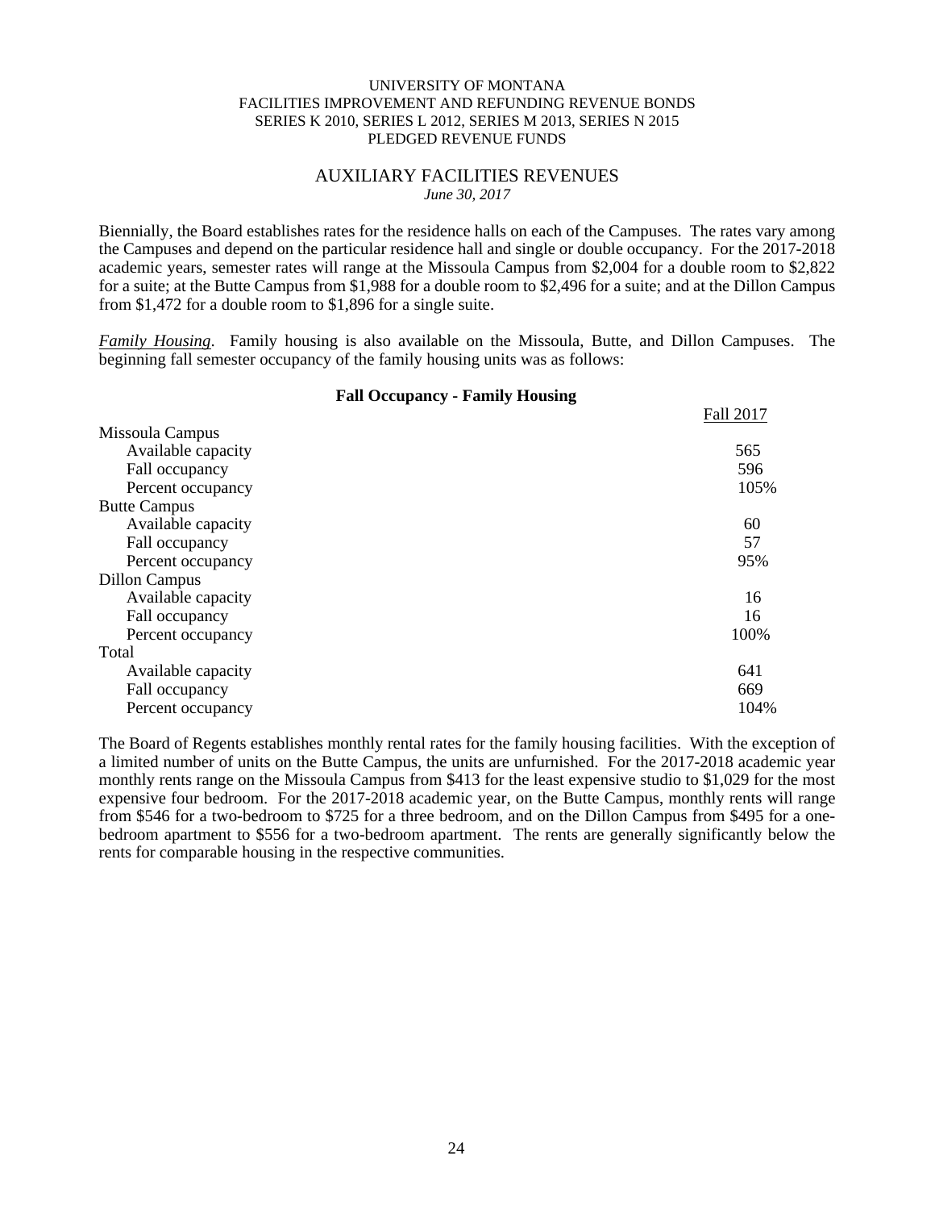# AUXILIARY FACILITIES REVENUES

*June 30, 2017*

Biennially, the Board establishes rates for the residence halls on each of the Campuses. The rates vary among the Campuses and depend on the particular residence hall and single or double occupancy. For the 2017-2018 academic years, semester rates will range at the Missoula Campus from $2,004 for a double room to $2,822 for a suite; at the Butte Campus from $1,988 for a double room to $2,496 for a suite; and at the Dillon Campus from $1,472 for a double room to $1,896 for a single suite.

*Family Housing*. Family housing is also available on the Missoula, Butte, and Dillon Campuses. The beginning fall semester occupancy of the family housing units was as follows:

**Fall Occupancy - Family Housing**

| | Fall 2017 |
|---|---|
| Missoula Campus | |
| Available capacity | 565 |
| Fall occupancy | 596 |
| Percent occupancy | 105% |
| Butte Campus | |
| Available capacity | 60 |
| Fall occupancy | 57 |
| Percent occupancy | 95% |
| Dillon Campus | |
| Available capacity | 16 |
| Fall occupancy | 16 |
| Percent occupancy | 100% |
| Total | |
| Available capacity | 641 |
| Fall occupancy | 669 |
| Percent occupancy | 104% |

The Board of Regents establishes monthly rental rates for the family housing facilities. With the exception of a limited number of units on the Butte Campus, the units are unfurnished. For the 2017-2018 academic year monthly rents range on the Missoula Campus from $413 for the least expensive studio to $1,029 for the most expensive four bedroom. For the 2017-2018 academic year, on the Butte Campus, monthly rents will range from $546 for a two-bedroom to $725 for a three bedroom, and on the Dillon Campus from $495 for a one-bedroom apartment to $556 for a two-bedroom apartment. The rents are generally significantly below the rents for comparable housing in the respective communities.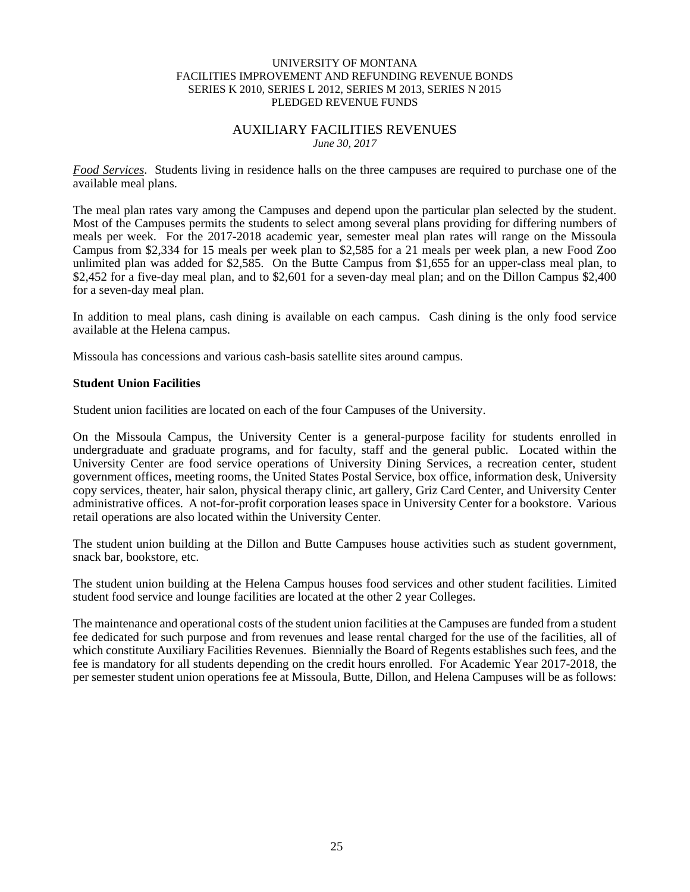*Food Services*. Students living in residence halls on the three campuses are required to purchase one of the available meal plans.

The meal plan rates vary among the Campuses and depend upon the particular plan selected by the student. Most of the Campuses permits the students to select among several plans providing for differing numbers of meals per week. For the 2017-2018 academic year, semester meal plan rates will range on the Missoula Campus from $2,334 for 15 meals per week plan to $2,585 for a 21 meals per week plan, a new Food Zoo unlimited plan was added for $2,585. On the Butte Campus from $1,655 for an upper-class meal plan, to $2,452 for a five-day meal plan, and to $2,601 for a seven-day meal plan; and on the Dillon Campus $2,400 for a seven-day meal plan.

In addition to meal plans, cash dining is available on each campus. Cash dining is the only food service available at the Helena campus.

Missoula has concessions and various cash-basis satellite sites around campus.

**Student Union Facilities**

Student union facilities are located on each of the four Campuses of the University.

On the Missoula Campus, the University Center is a general-purpose facility for students enrolled in undergraduate and graduate programs, and for faculty, staff and the general public. Located within the University Center are food service operations of University Dining Services, a recreation center, student government offices, meeting rooms, the United States Postal Service, box office, information desk, University copy services, theater, hair salon, physical therapy clinic, art gallery, Griz Card Center, and University Center administrative offices. A not-for-profit corporation leases space in University Center for a bookstore. Various retail operations are also located within the University Center.

The student union building at the Dillon and Butte Campuses house activities such as student government, snack bar, bookstore, etc.

The student union building at the Helena Campus houses food services and other student facilities. Limited student food service and lounge facilities are located at the other 2 year Colleges.

The maintenance and operational costs of the student union facilities at the Campuses are funded from a student fee dedicated for such purpose and from revenues and lease rental charged for the use of the facilities, all of which constitute Auxiliary Facilities Revenues. Biennially the Board of Regents establishes such fees, and the fee is mandatory for all students depending on the credit hours enrolled. For Academic Year 2017-2018, the per semester student union operations fee at Missoula, Butte, Dillon, and Helena Campuses will be as follows: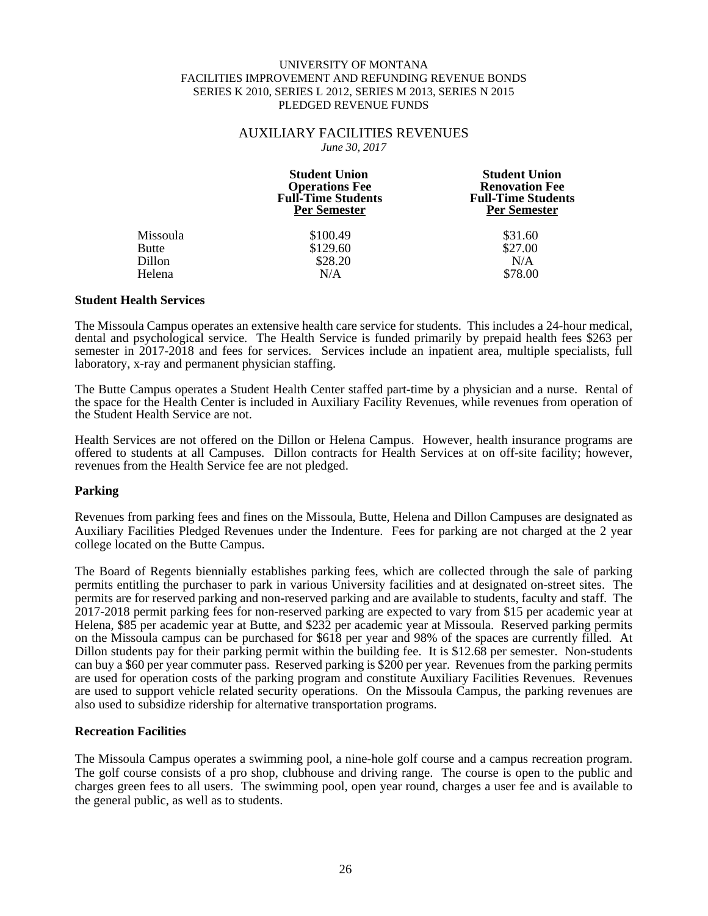UNIVERSITY OF MONTANA
FACILITIES IMPROVEMENT AND REFUNDING REVENUE BONDS
SERIES K 2010, SERIES L 2012, SERIES M 2013, SERIES N 2015
PLEDGED REVENUE FUNDS

## AUXILIARY FACILITIES REVENUES

*June 30, 2017*

| | **Student Union Operations Fee Full-Time Students Per Semester** | **Student Union Renovation Fee Full-Time Students Per Semester** |
|---|---|---|
| Missoula | $100.49 | $31.60 |
| Butte | $129.60 | $27.00 |
| Dillon | $28.20 | N/A |
| Helena | N/A | $78.00 |

### Student Health Services

The Missoula Campus operates an extensive health care service for students. This includes a 24-hour medical, dental and psychological service. The Health Service is funded primarily by prepaid health fees $263 per semester in 2017-2018 and fees for services. Services include an inpatient area, multiple specialists, full laboratory, x-ray and permanent physician staffing.

The Butte Campus operates a Student Health Center staffed part-time by a physician and a nurse. Rental of the space for the Health Center is included in Auxiliary Facility Revenues, while revenues from operation of the Student Health Service are not.

Health Services are not offered on the Dillon or Helena Campus. However, health insurance programs are offered to students at all Campuses. Dillon contracts for Health Services at on off-site facility; however, revenues from the Health Service fee are not pledged.

### Parking

Revenues from parking fees and fines on the Missoula, Butte, Helena and Dillon Campuses are designated as Auxiliary Facilities Pledged Revenues under the Indenture. Fees for parking are not charged at the 2 year college located on the Butte Campus.

The Board of Regents biennially establishes parking fees, which are collected through the sale of parking permits entitling the purchaser to park in various University facilities and at designated on-street sites. The permits are for reserved parking and non-reserved parking and are available to students, faculty and staff. The 2017-2018 permit parking fees for non-reserved parking are expected to vary from $15 per academic year at Helena, $85 per academic year at Butte, and $232 per academic year at Missoula. Reserved parking permits on the Missoula campus can be purchased for $618 per year and 98% of the spaces are currently filled. At Dillon students pay for their parking permit within the building fee. It is $12.68 per semester. Non-students can buy a $60 per year commuter pass. Reserved parking is $200 per year. Revenues from the parking permits are used for operation costs of the parking program and constitute Auxiliary Facilities Revenues. Revenues are used to support vehicle related security operations. On the Missoula Campus, the parking revenues are also used to subsidize ridership for alternative transportation programs.

### Recreation Facilities

The Missoula Campus operates a swimming pool, a nine-hole golf course and a campus recreation program. The golf course consists of a pro shop, clubhouse and driving range. The course is open to the public and charges green fees to all users. The swimming pool, open year round, charges a user fee and is available to the general public, as well as to students.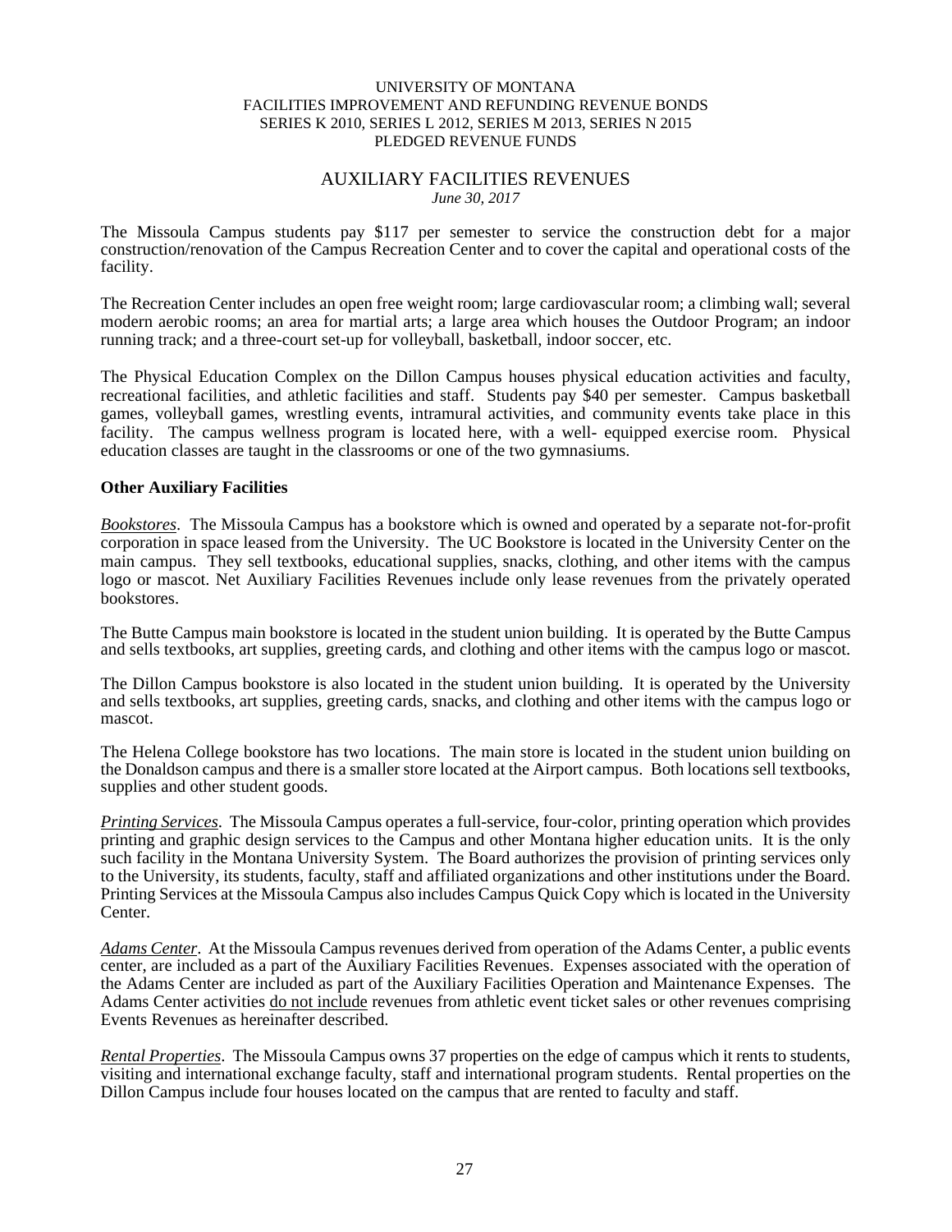UNIVERSITY OF MONTANA
FACILITIES IMPROVEMENT AND REFUNDING REVENUE BONDS
SERIES K 2010, SERIES L 2012, SERIES M 2013, SERIES N 2015
PLEDGED REVENUE FUNDS

## AUXILIARY FACILITIES REVENUES

*June 30, 2017*

The Missoula Campus students pay $117 per semester to service the construction debt for a major construction/renovation of the Campus Recreation Center and to cover the capital and operational costs of the facility.

The Recreation Center includes an open free weight room; large cardiovascular room; a climbing wall; several modern aerobic rooms; an area for martial arts; a large area which houses the Outdoor Program; an indoor running track; and a three-court set-up for volleyball, basketball, indoor soccer, etc.

The Physical Education Complex on the Dillon Campus houses physical education activities and faculty, recreational facilities, and athletic facilities and staff. Students pay $40 per semester. Campus basketball games, volleyball games, wrestling events, intramural activities, and community events take place in this facility. The campus wellness program is located here, with a well- equipped exercise room. Physical education classes are taught in the classrooms or one of the two gymnasiums.

**Other Auxiliary Facilities**

*Bookstores*. The Missoula Campus has a bookstore which is owned and operated by a separate not-for-profit corporation in space leased from the University. The UC Bookstore is located in the University Center on the main campus. They sell textbooks, educational supplies, snacks, clothing, and other items with the campus logo or mascot. Net Auxiliary Facilities Revenues include only lease revenues from the privately operated bookstores.

The Butte Campus main bookstore is located in the student union building. It is operated by the Butte Campus and sells textbooks, art supplies, greeting cards, and clothing and other items with the campus logo or mascot.

The Dillon Campus bookstore is also located in the student union building. It is operated by the University and sells textbooks, art supplies, greeting cards, snacks, and clothing and other items with the campus logo or mascot.

The Helena College bookstore has two locations. The main store is located in the student union building on the Donaldson campus and there is a smaller store located at the Airport campus. Both locations sell textbooks, supplies and other student goods.

*Printing Services*. The Missoula Campus operates a full-service, four-color, printing operation which provides printing and graphic design services to the Campus and other Montana higher education units. It is the only such facility in the Montana University System. The Board authorizes the provision of printing services only to the University, its students, faculty, staff and affiliated organizations and other institutions under the Board. Printing Services at the Missoula Campus also includes Campus Quick Copy which is located in the University Center.

*Adams Center*. At the Missoula Campus revenues derived from operation of the Adams Center, a public events center, are included as a part of the Auxiliary Facilities Revenues. Expenses associated with the operation of the Adams Center are included as part of the Auxiliary Facilities Operation and Maintenance Expenses. The Adams Center activities do not include revenues from athletic event ticket sales or other revenues comprising Events Revenues as hereinafter described.

*Rental Properties*. The Missoula Campus owns 37 properties on the edge of campus which it rents to students, visiting and international exchange faculty, staff and international program students. Rental properties on the Dillon Campus include four houses located on the campus that are rented to faculty and staff.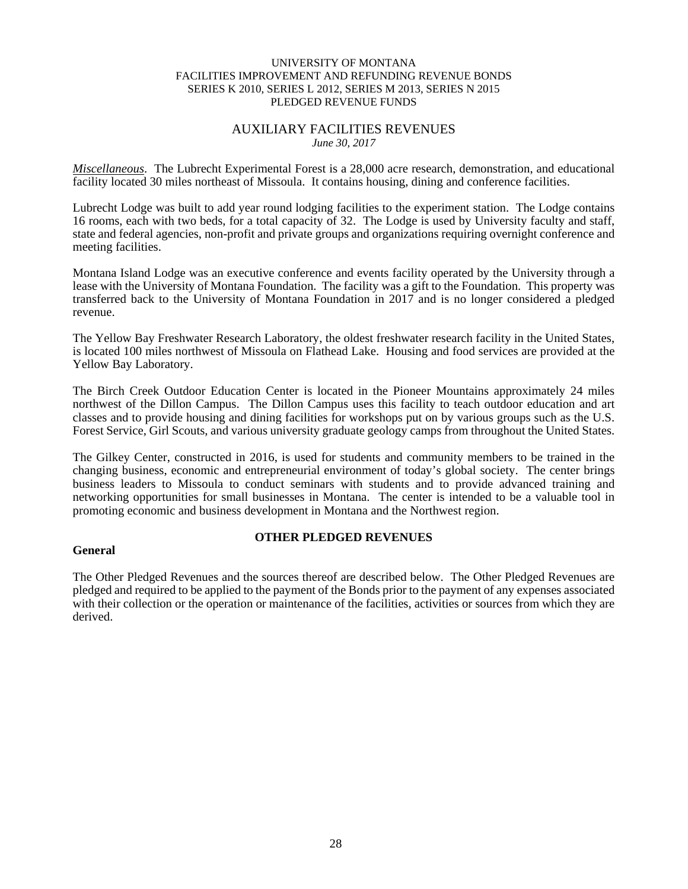*Miscellaneous*. The Lubrecht Experimental Forest is a 28,000 acre research, demonstration, and educational facility located 30 miles northeast of Missoula. It contains housing, dining and conference facilities.

Lubrecht Lodge was built to add year round lodging facilities to the experiment station. The Lodge contains 16 rooms, each with two beds, for a total capacity of 32. The Lodge is used by University faculty and staff, state and federal agencies, non-profit and private groups and organizations requiring overnight conference and meeting facilities.

Montana Island Lodge was an executive conference and events facility operated by the University through a lease with the University of Montana Foundation. The facility was a gift to the Foundation. This property was transferred back to the University of Montana Foundation in 2017 and is no longer considered a pledged revenue.

The Yellow Bay Freshwater Research Laboratory, the oldest freshwater research facility in the United States, is located 100 miles northwest of Missoula on Flathead Lake. Housing and food services are provided at the Yellow Bay Laboratory.

The Birch Creek Outdoor Education Center is located in the Pioneer Mountains approximately 24 miles northwest of the Dillon Campus. The Dillon Campus uses this facility to teach outdoor education and art classes and to provide housing and dining facilities for workshops put on by various groups such as the U.S. Forest Service, Girl Scouts, and various university graduate geology camps from throughout the United States.

The Gilkey Center, constructed in 2016, is used for students and community members to be trained in the changing business, economic and entrepreneurial environment of today's global society. The center brings business leaders to Missoula to conduct seminars with students and to provide advanced training and networking opportunities for small businesses in Montana. The center is intended to be a valuable tool in promoting economic and business development in Montana and the Northwest region.

## OTHER PLEDGED REVENUES

### General

The Other Pledged Revenues and the sources thereof are described below. The Other Pledged Revenues are pledged and required to be applied to the payment of the Bonds prior to the payment of any expenses associated with their collection or the operation or maintenance of the facilities, activities or sources from which they are derived.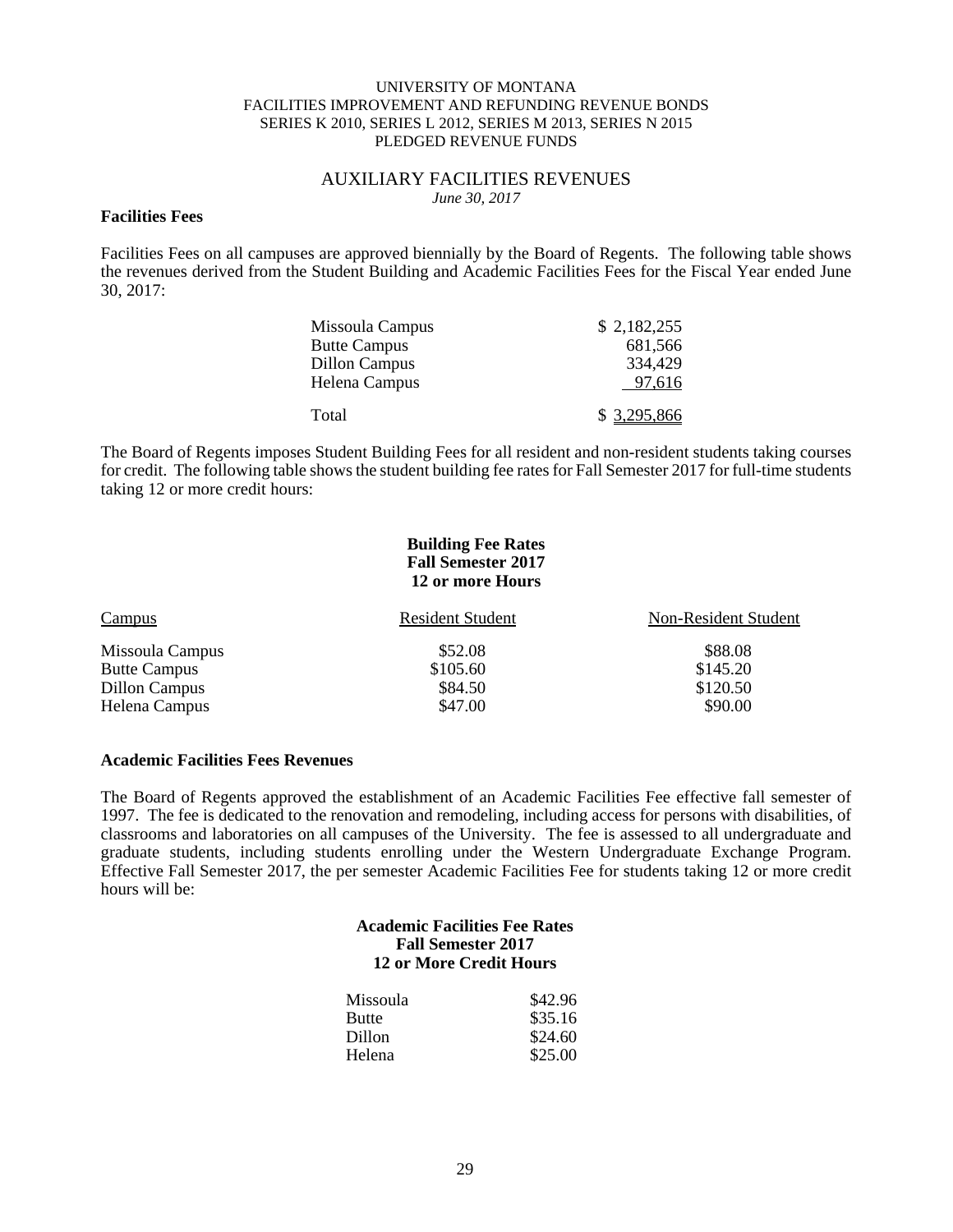UNIVERSITY OF MONTANA
FACILITIES IMPROVEMENT AND REFUNDING REVENUE BONDS
SERIES K 2010, SERIES L 2012, SERIES M 2013, SERIES N 2015
PLEDGED REVENUE FUNDS

# AUXILIARY FACILITIES REVENUES

*June 30, 2017*

**Facilities Fees**

Facilities Fees on all campuses are approved biennially by the Board of Regents. The following table shows the revenues derived from the Student Building and Academic Facilities Fees for the Fiscal Year ended June 30, 2017:

| | |
|---|---|
| Missoula Campus | $ 2,182,255 |
| Butte Campus | 681,566 |
| Dillon Campus | 334,429 |
| Helena Campus | 97,616 |
| Total | $ 3,295,866 |

The Board of Regents imposes Student Building Fees for all resident and non-resident students taking courses for credit. The following table shows the student building fee rates for Fall Semester 2017 for full-time students taking 12 or more credit hours:

**Building Fee Rates**
**Fall Semester 2017**
**12 or more Hours**

| Campus | Resident Student | Non-Resident Student |
|---|---|---|
| Missoula Campus | $52.08 | $88.08 |
| Butte Campus | $105.60 | $145.20 |
| Dillon Campus | $84.50 | $120.50 |
| Helena Campus | $47.00 | $90.00 |

**Academic Facilities Fees Revenues**

The Board of Regents approved the establishment of an Academic Facilities Fee effective fall semester of 1997. The fee is dedicated to the renovation and remodeling, including access for persons with disabilities, of classrooms and laboratories on all campuses of the University. The fee is assessed to all undergraduate and graduate students, including students enrolling under the Western Undergraduate Exchange Program. Effective Fall Semester 2017, the per semester Academic Facilities Fee for students taking 12 or more credit hours will be:

**Academic Facilities Fee Rates**
**Fall Semester 2017**
**12 or More Credit Hours**

| | |
|---|---|
| Missoula | $42.96 |
| Butte | $35.16 |
| Dillon | $24.60 |
| Helena | $25.00 |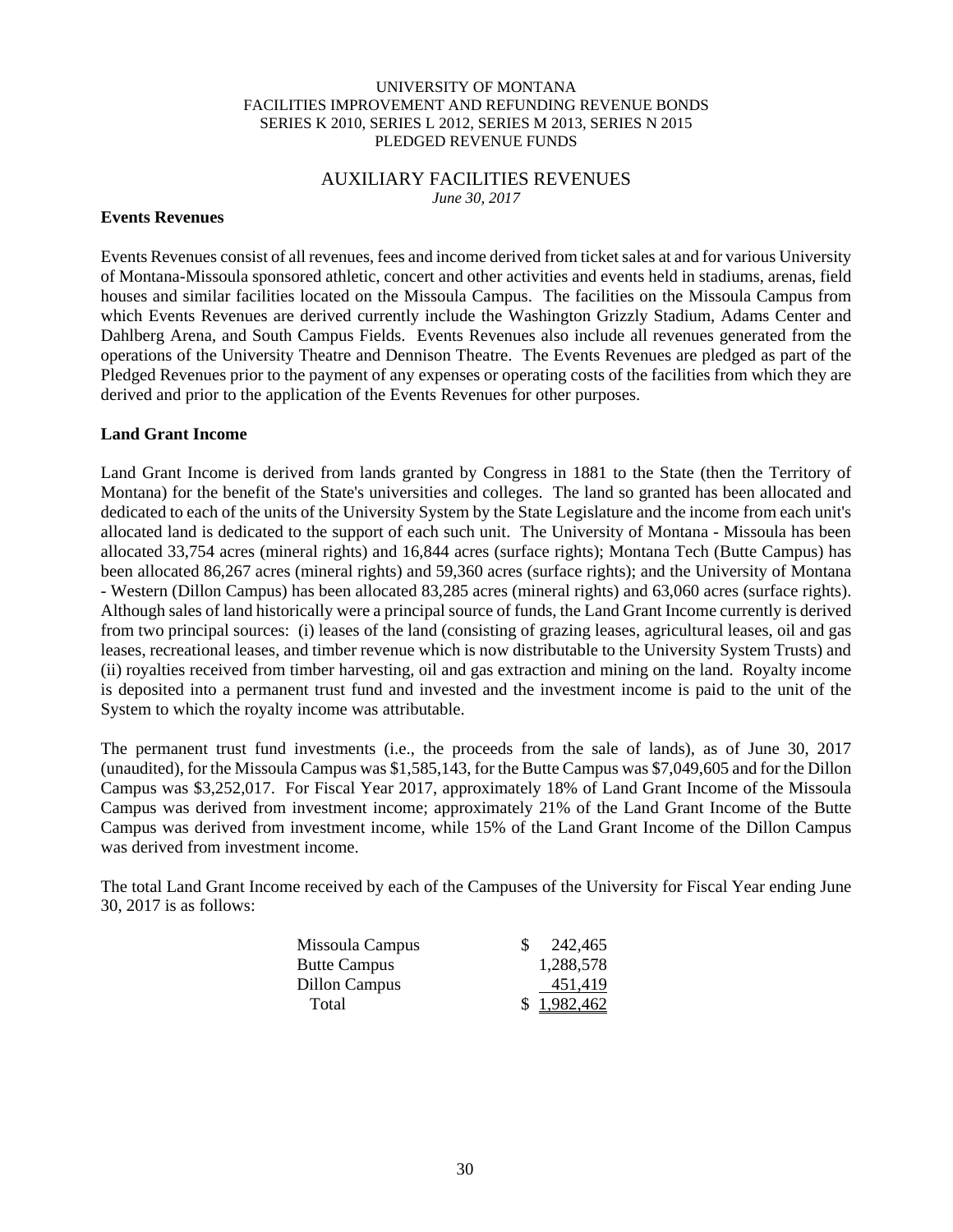UNIVERSITY OF MONTANA
FACILITIES IMPROVEMENT AND REFUNDING REVENUE BONDS
SERIES K 2010, SERIES L 2012, SERIES M 2013, SERIES N 2015
PLEDGED REVENUE FUNDS

# AUXILIARY FACILITIES REVENUES

*June 30, 2017*

**Events Revenues**

Events Revenues consist of all revenues, fees and income derived from ticket sales at and for various University of Montana-Missoula sponsored athletic, concert and other activities and events held in stadiums, arenas, field houses and similar facilities located on the Missoula Campus. The facilities on the Missoula Campus from which Events Revenues are derived currently include the Washington Grizzly Stadium, Adams Center and Dahlberg Arena, and South Campus Fields. Events Revenues also include all revenues generated from the operations of the University Theatre and Dennison Theatre. The Events Revenues are pledged as part of the Pledged Revenues prior to the payment of any expenses or operating costs of the facilities from which they are derived and prior to the application of the Events Revenues for other purposes.

**Land Grant Income**

Land Grant Income is derived from lands granted by Congress in 1881 to the State (then the Territory of Montana) for the benefit of the State's universities and colleges. The land so granted has been allocated and dedicated to each of the units of the University System by the State Legislature and the income from each unit's allocated land is dedicated to the support of each such unit. The University of Montana - Missoula has been allocated 33,754 acres (mineral rights) and 16,844 acres (surface rights); Montana Tech (Butte Campus) has been allocated 86,267 acres (mineral rights) and 59,360 acres (surface rights); and the University of Montana - Western (Dillon Campus) has been allocated 83,285 acres (mineral rights) and 63,060 acres (surface rights). Although sales of land historically were a principal source of funds, the Land Grant Income currently is derived from two principal sources: (i) leases of the land (consisting of grazing leases, agricultural leases, oil and gas leases, recreational leases, and timber revenue which is now distributable to the University System Trusts) and (ii) royalties received from timber harvesting, oil and gas extraction and mining on the land. Royalty income is deposited into a permanent trust fund and invested and the investment income is paid to the unit of the System to which the royalty income was attributable.

The permanent trust fund investments (i.e., the proceeds from the sale of lands), as of June 30, 2017 (unaudited), for the Missoula Campus was $1,585,143, for the Butte Campus was $7,049,605 and for the Dillon Campus was $3,252,017. For Fiscal Year 2017, approximately 18% of Land Grant Income of the Missoula Campus was derived from investment income; approximately 21% of the Land Grant Income of the Butte Campus was derived from investment income, while 15% of the Land Grant Income of the Dillon Campus was derived from investment income.

The total Land Grant Income received by each of the Campuses of the University for Fiscal Year ending June 30, 2017 is as follows:

| | |
|---|---|
| Missoula Campus | $ 242,465 |
| Butte Campus | 1,288,578 |
| Dillon Campus | 451,419 |
| Total | $ 1,982,462 |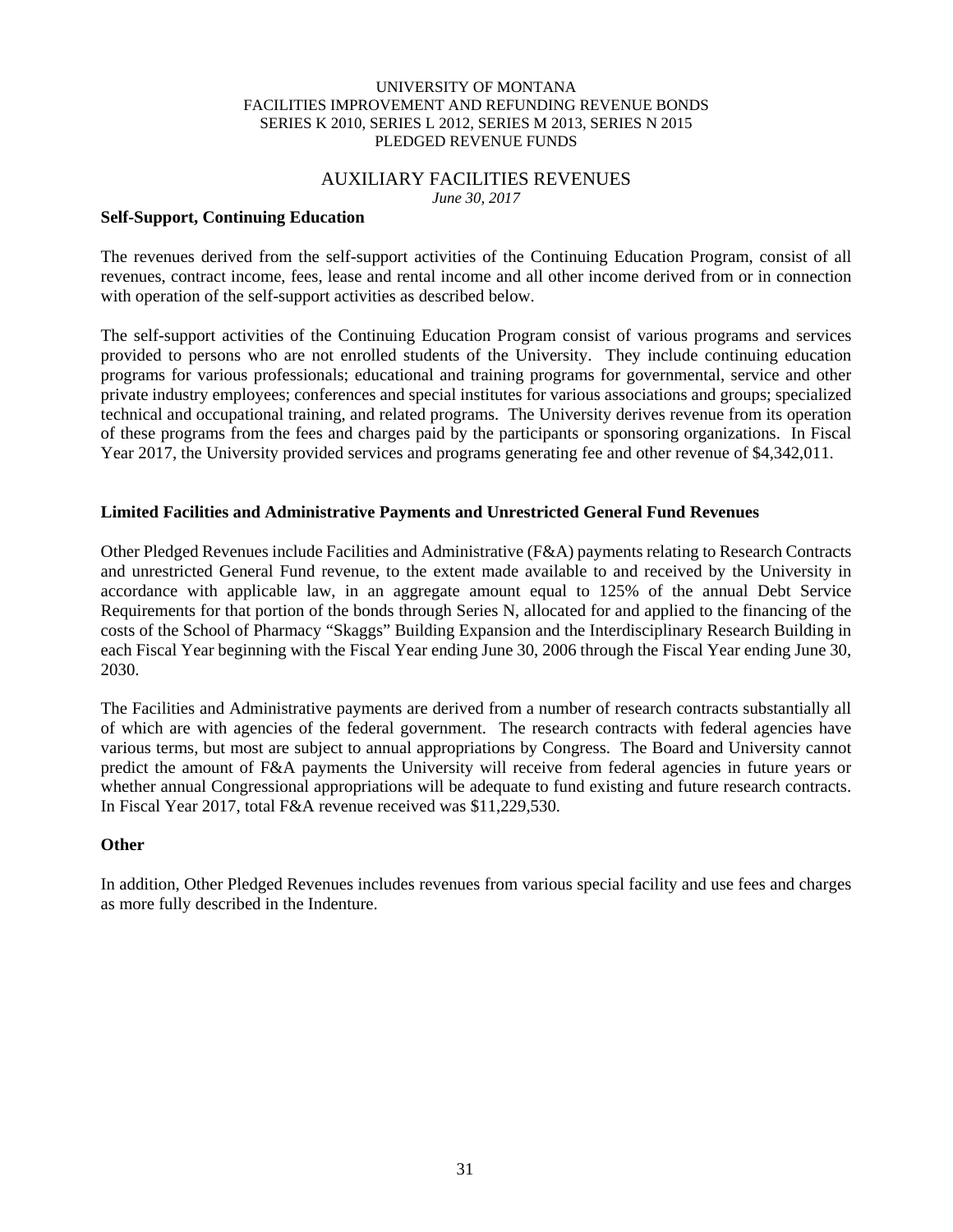UNIVERSITY OF MONTANA
FACILITIES IMPROVEMENT AND REFUNDING REVENUE BONDS
SERIES K 2010, SERIES L 2012, SERIES M 2013, SERIES N 2015
PLEDGED REVENUE FUNDS

# AUXILIARY FACILITIES REVENUES

*June 30, 2017*

**Self-Support, Continuing Education**

The revenues derived from the self-support activities of the Continuing Education Program, consist of all revenues, contract income, fees, lease and rental income and all other income derived from or in connection with operation of the self-support activities as described below.

The self-support activities of the Continuing Education Program consist of various programs and services provided to persons who are not enrolled students of the University. They include continuing education programs for various professionals; educational and training programs for governmental, service and other private industry employees; conferences and special institutes for various associations and groups; specialized technical and occupational training, and related programs. The University derives revenue from its operation of these programs from the fees and charges paid by the participants or sponsoring organizations. In Fiscal Year 2017, the University provided services and programs generating fee and other revenue of $4,342,011.

**Limited Facilities and Administrative Payments and Unrestricted General Fund Revenues**

Other Pledged Revenues include Facilities and Administrative (F&A) payments relating to Research Contracts and unrestricted General Fund revenue, to the extent made available to and received by the University in accordance with applicable law, in an aggregate amount equal to 125% of the annual Debt Service Requirements for that portion of the bonds through Series N, allocated for and applied to the financing of the costs of the School of Pharmacy "Skaggs" Building Expansion and the Interdisciplinary Research Building in each Fiscal Year beginning with the Fiscal Year ending June 30, 2006 through the Fiscal Year ending June 30, 2030.

The Facilities and Administrative payments are derived from a number of research contracts substantially all of which are with agencies of the federal government. The research contracts with federal agencies have various terms, but most are subject to annual appropriations by Congress. The Board and University cannot predict the amount of F&A payments the University will receive from federal agencies in future years or whether annual Congressional appropriations will be adequate to fund existing and future research contracts. In Fiscal Year 2017, total F&A revenue received was $11,229,530.

**Other**

In addition, Other Pledged Revenues includes revenues from various special facility and use fees and charges as more fully described in the Indenture.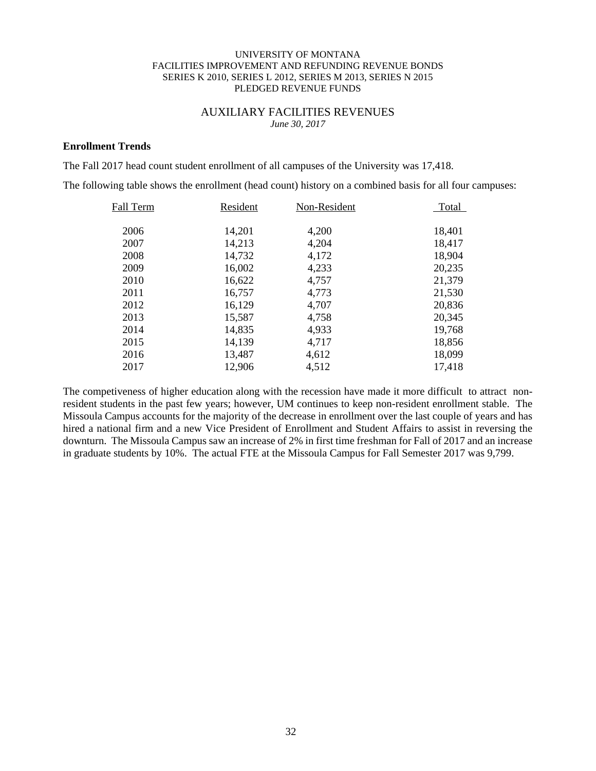UNIVERSITY OF MONTANA
FACILITIES IMPROVEMENT AND REFUNDING REVENUE BONDS
SERIES K 2010, SERIES L 2012, SERIES M 2013, SERIES N 2015
PLEDGED REVENUE FUNDS

# AUXILIARY FACILITIES REVENUES

*June 30, 2017*

**Enrollment Trends**

The Fall 2017 head count student enrollment of all campuses of the University was 17,418.

The following table shows the enrollment (head count) history on a combined basis for all four campuses:

| Fall Term | Resident | Non-Resident | Total |
|---|---|---|---|
| 2006 | 14,201 | 4,200 | 18,401 |
| 2007 | 14,213 | 4,204 | 18,417 |
| 2008 | 14,732 | 4,172 | 18,904 |
| 2009 | 16,002 | 4,233 | 20,235 |
| 2010 | 16,622 | 4,757 | 21,379 |
| 2011 | 16,757 | 4,773 | 21,530 |
| 2012 | 16,129 | 4,707 | 20,836 |
| 2013 | 15,587 | 4,758 | 20,345 |
| 2014 | 14,835 | 4,933 | 19,768 |
| 2015 | 14,139 | 4,717 | 18,856 |
| 2016 | 13,487 | 4,612 | 18,099 |
| 2017 | 12,906 | 4,512 | 17,418 |

The competiveness of higher education along with the recession have made it more difficult to attract non-resident students in the past few years; however, UM continues to keep non-resident enrollment stable. The Missoula Campus accounts for the majority of the decrease in enrollment over the last couple of years and has hired a national firm and a new Vice President of Enrollment and Student Affairs to assist in reversing the downturn. The Missoula Campus saw an increase of 2% in first time freshman for Fall of 2017 and an increase in graduate students by 10%. The actual FTE at the Missoula Campus for Fall Semester 2017 was 9,799.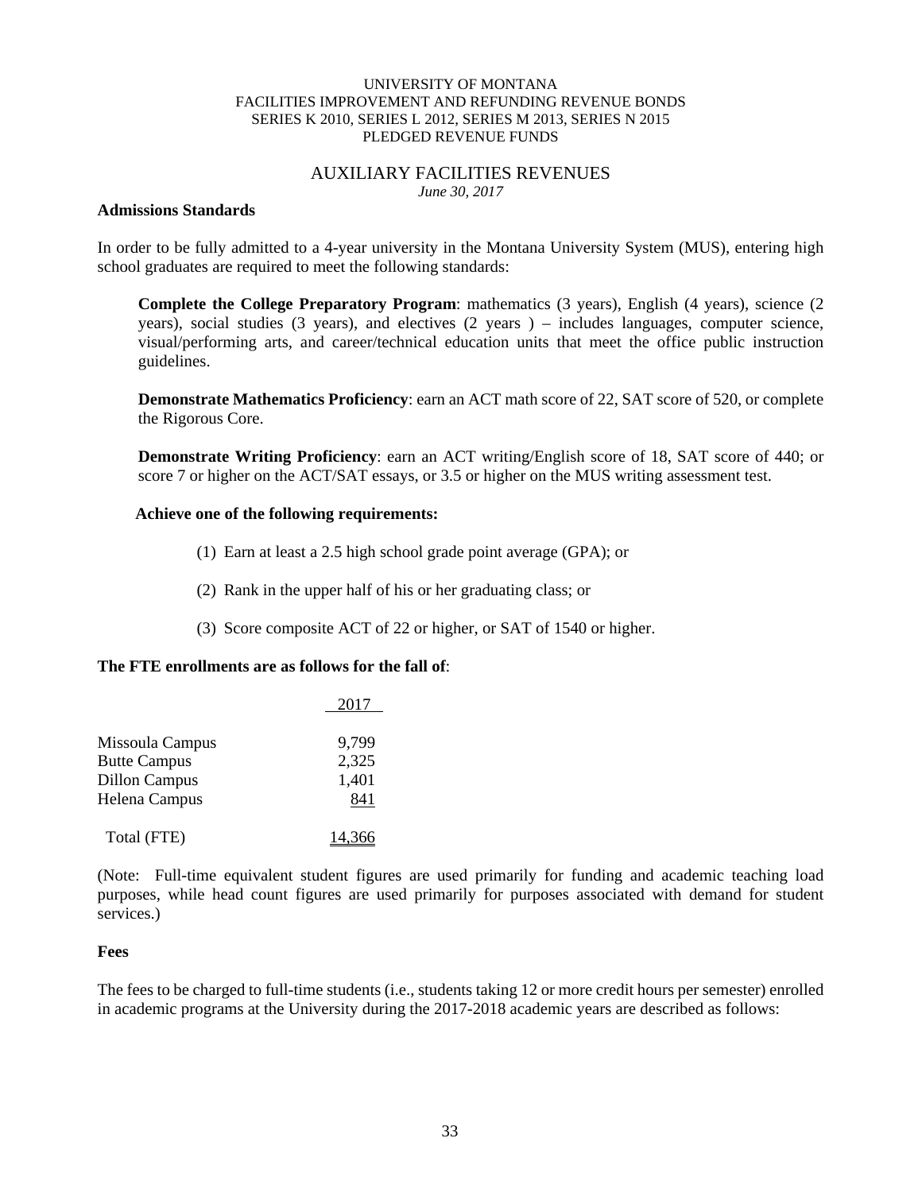UNIVERSITY OF MONTANA
FACILITIES IMPROVEMENT AND REFUNDING REVENUE BONDS
SERIES K 2010, SERIES L 2012, SERIES M 2013, SERIES N 2015
PLEDGED REVENUE FUNDS

## AUXILIARY FACILITIES REVENUES

*June 30, 2017*

**Admissions Standards**

In order to be fully admitted to a 4-year university in the Montana University System (MUS), entering high school graduates are required to meet the following standards:

**Complete the College Preparatory Program**: mathematics (3 years), English (4 years), science (2 years), social studies (3 years), and electives (2 years ) – includes languages, computer science, visual/performing arts, and career/technical education units that meet the office public instruction guidelines.

**Demonstrate Mathematics Proficiency**: earn an ACT math score of 22, SAT score of 520, or complete the Rigorous Core.

**Demonstrate Writing Proficiency**: earn an ACT writing/English score of 18, SAT score of 440; or score 7 or higher on the ACT/SAT essays, or 3.5 or higher on the MUS writing assessment test.

**Achieve one of the following requirements:**

(1) Earn at least a 2.5 high school grade point average (GPA); or

(2) Rank in the upper half of his or her graduating class; or

(3) Score composite ACT of 22 or higher, or SAT of 1540 or higher.

**The FTE enrollments are as follows for the fall of**:

| | 2017 |
|---|---|
| Missoula Campus | 9,799 |
| Butte Campus | 2,325 |
| Dillon Campus | 1,401 |
| Helena Campus | 841 |
| Total (FTE) | 14,366 |

(Note: Full-time equivalent student figures are used primarily for funding and academic teaching load purposes, while head count figures are used primarily for purposes associated with demand for student services.)

**Fees**

The fees to be charged to full-time students (i.e., students taking 12 or more credit hours per semester) enrolled in academic programs at the University during the 2017-2018 academic years are described as follows: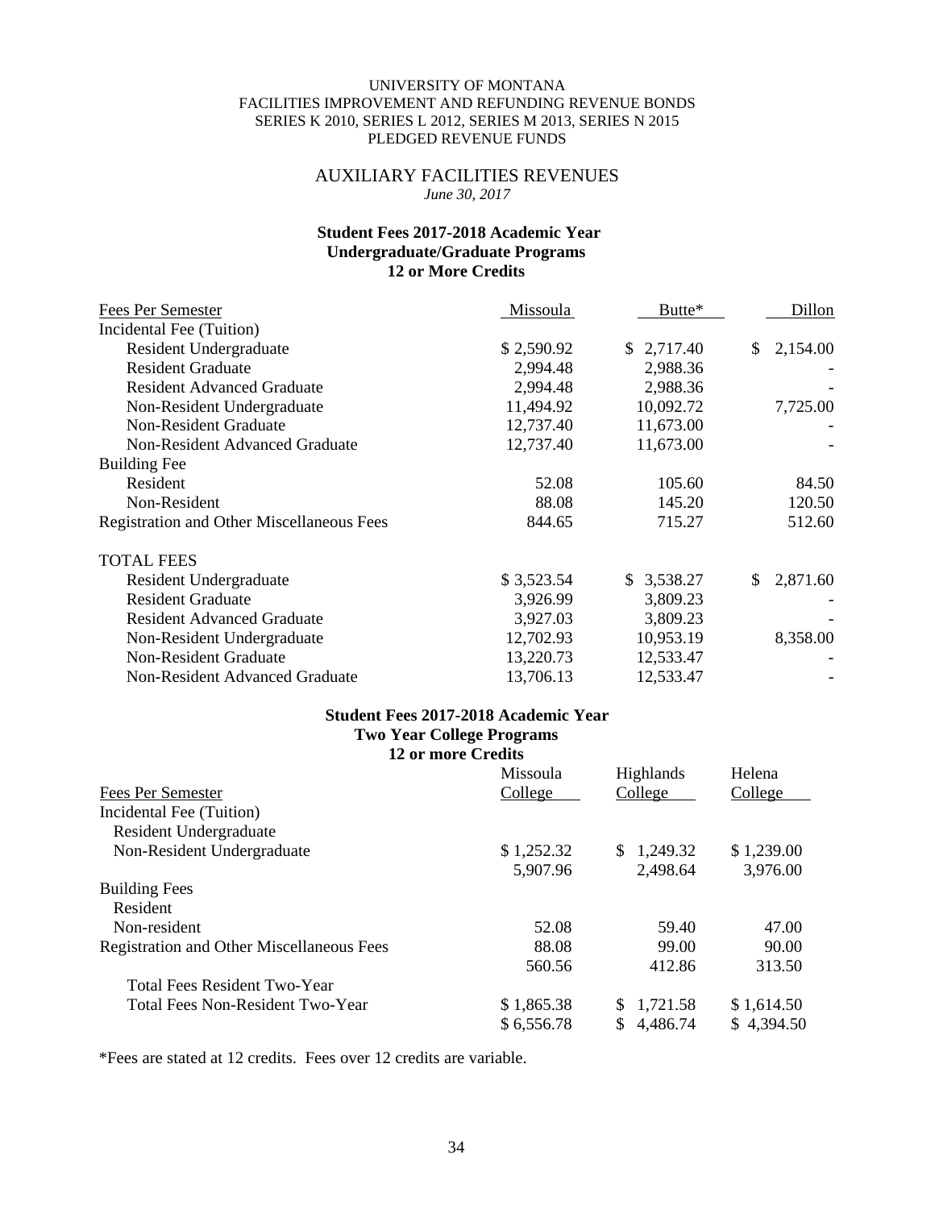UNIVERSITY OF MONTANA
FACILITIES IMPROVEMENT AND REFUNDING REVENUE BONDS
SERIES K 2010, SERIES L 2012, SERIES M 2013, SERIES N 2015
PLEDGED REVENUE FUNDS

## AUXILIARY FACILITIES REVENUES

*June 30, 2017*

### Student Fees 2017-2018 Academic Year
### Undergraduate/Graduate Programs
### 12 or More Credits

| Fees Per Semester | Missoula | Butte* | Dillon |
|---|---|---|---|
| Incidental Fee (Tuition) | | | |
| Resident Undergraduate | $ 2,590.92 | $ 2,717.40 | $ 2,154.00 |
| Resident Graduate | 2,994.48 | 2,988.36 | - |
| Resident Advanced Graduate | 2,994.48 | 2,988.36 | - |
| Non-Resident Undergraduate | 11,494.92 | 10,092.72 | 7,725.00 |
| Non-Resident Graduate | 12,737.40 | 11,673.00 | - |
| Non-Resident Advanced Graduate | 12,737.40 | 11,673.00 | - |
| Building Fee | | | |
| Resident | 52.08 | 105.60 | 84.50 |
| Non-Resident | 88.08 | 145.20 | 120.50 |
| Registration and Other Miscellaneous Fees | 844.65 | 715.27 | 512.60 |
| TOTAL FEES | | | |
| Resident Undergraduate | $ 3,523.54 | $ 3,538.27 | $ 2,871.60 |
| Resident Graduate | 3,926.99 | 3,809.23 | - |
| Resident Advanced Graduate | 3,927.03 | 3,809.23 | - |
| Non-Resident Undergraduate | 12,702.93 | 10,953.19 | 8,358.00 |
| Non-Resident Graduate | 13,220.73 | 12,533.47 | - |
| Non-Resident Advanced Graduate | 13,706.13 | 12,533.47 | - |

### Student Fees 2017-2018 Academic Year
### Two Year College Programs
### 12 or more Credits

| Fees Per Semester | Missoula College | Highlands College | Helena College |
|---|---|---|---|
| Incidental Fee (Tuition) | | | |
| Resident Undergraduate | | | |
| Non-Resident Undergraduate | $ 1,252.32 | $ 1,249.32 | $ 1,239.00 |
| | 5,907.96 | 2,498.64 | 3,976.00 |
| Building Fees | | | |
| Resident | | | |
| Non-resident | 52.08 | 59.40 | 47.00 |
| Registration and Other Miscellaneous Fees | 88.08 | 99.00 | 90.00 |
| | 560.56 | 412.86 | 313.50 |
| Total Fees Resident Two-Year | | | |
| Total Fees Non-Resident Two-Year | $ 1,865.38 | $ 1,721.58 | $ 1,614.50 |
| | $ 6,556.78 | $ 4,486.74 | $ 4,394.50 |

*Fees are stated at 12 credits. Fees over 12 credits are variable.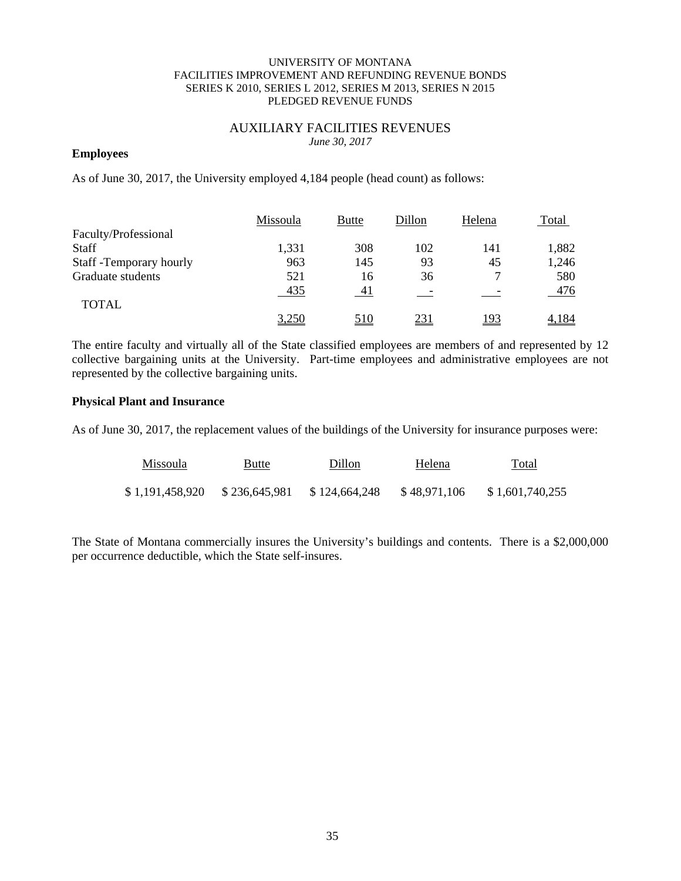## AUXILIARY FACILITIES REVENUES

*June 30, 2017*

**Employees**

As of June 30, 2017, the University employed 4,184 people (head count) as follows:

| | Missoula | Butte | Dillon | Helena | Total |
|---|---|---|---|---|---|
| Faculty/Professional | | | | | |
| Staff | 1,331 | 308 | 102 | 141 | 1,882 |
| Staff -Temporary hourly | 963 | 145 | 93 | 45 | 1,246 |
| Graduate students | 521 | 16 | 36 | 7 | 580 |
| | 435 | 41 | - | - | 476 |
| TOTAL | 3,250 | 510 | 231 | 193 | 4,184 |

The entire faculty and virtually all of the State classified employees are members of and represented by 12 collective bargaining units at the University. Part-time employees and administrative employees are not represented by the collective bargaining units.

**Physical Plant and Insurance**

As of June 30, 2017, the replacement values of the buildings of the University for insurance purposes were:

| Missoula | Butte | Dillon | Helena | Total |
|---|---|---|---|---|
| $ 1,191,458,920 | $ 236,645,981 | $ 124,664,248 | $ 48,971,106 | $ 1,601,740,255 |

The State of Montana commercially insures the University's buildings and contents. There is a $2,000,000 per occurrence deductible, which the State self-insures.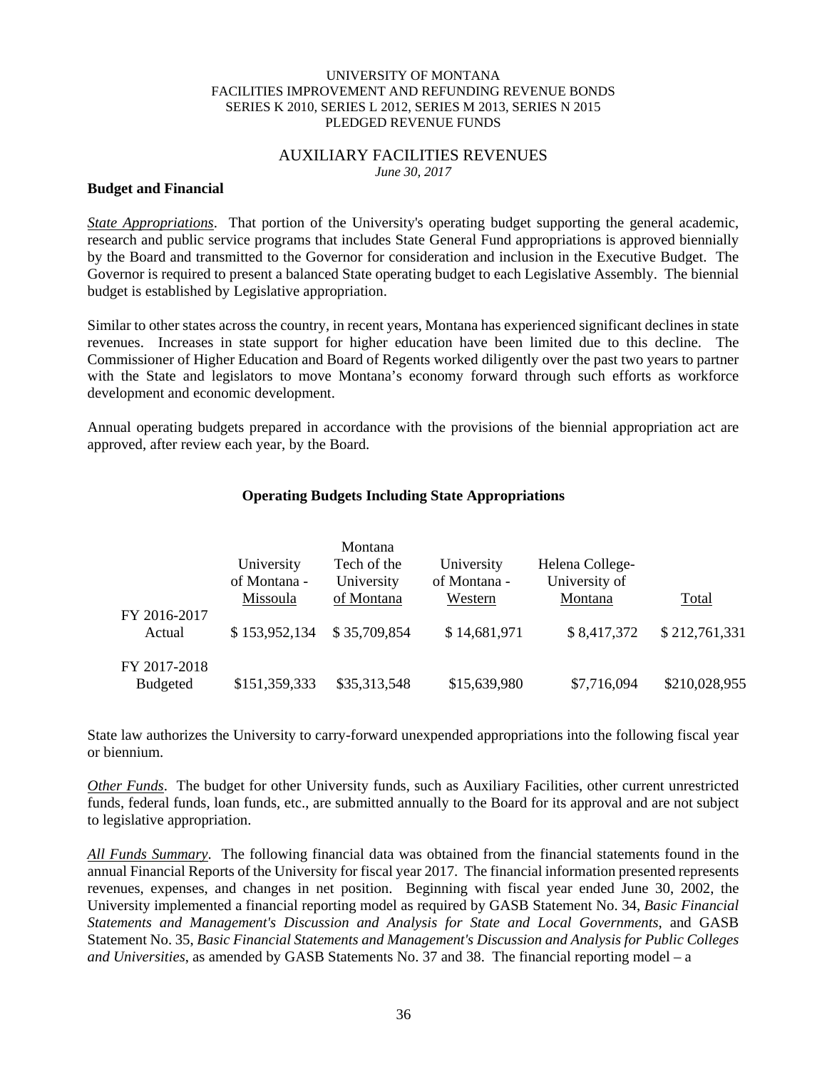UNIVERSITY OF MONTANA
FACILITIES IMPROVEMENT AND REFUNDING REVENUE BONDS
SERIES K 2010, SERIES L 2012, SERIES M 2013, SERIES N 2015
PLEDGED REVENUE FUNDS

## AUXILIARY FACILITIES REVENUES

*June 30, 2017*

**Budget and Financial**

*State Appropriations*. That portion of the University's operating budget supporting the general academic, research and public service programs that includes State General Fund appropriations is approved biennially by the Board and transmitted to the Governor for consideration and inclusion in the Executive Budget. The Governor is required to present a balanced State operating budget to each Legislative Assembly. The biennial budget is established by Legislative appropriation.

Similar to other states across the country, in recent years, Montana has experienced significant declines in state revenues. Increases in state support for higher education have been limited due to this decline. The Commissioner of Higher Education and Board of Regents worked diligently over the past two years to partner with the State and legislators to move Montana's economy forward through such efforts as workforce development and economic development.

Annual operating budgets prepared in accordance with the provisions of the biennial appropriation act are approved, after review each year, by the Board.

**Operating Budgets Including State Appropriations**

| | University of Montana - Missoula | Montana Tech of the University of Montana | University of Montana - Western | Helena College- University of Montana | Total |
|---|---|---|---|---|---|
| FY 2016-2017 Actual | $ 153,952,134 | $ 35,709,854 | $ 14,681,971 | $ 8,417,372 | $ 212,761,331 |
| FY 2017-2018 Budgeted | $151,359,333 | $35,313,548 | $15,639,980 | $7,716,094 | $210,028,955 |

State law authorizes the University to carry-forward unexpended appropriations into the following fiscal year or biennium.

*Other Funds*. The budget for other University funds, such as Auxiliary Facilities, other current unrestricted funds, federal funds, loan funds, etc., are submitted annually to the Board for its approval and are not subject to legislative appropriation.

*All Funds Summary*. The following financial data was obtained from the financial statements found in the annual Financial Reports of the University for fiscal year 2017. The financial information presented represents revenues, expenses, and changes in net position. Beginning with fiscal year ended June 30, 2002, the University implemented a financial reporting model as required by GASB Statement No. 34, *Basic Financial Statements and Management's Discussion and Analysis for State and Local Governments*, and GASB Statement No. 35, *Basic Financial Statements and Management's Discussion and Analysis for Public Colleges and Universities*, as amended by GASB Statements No. 37 and 38. The financial reporting model – a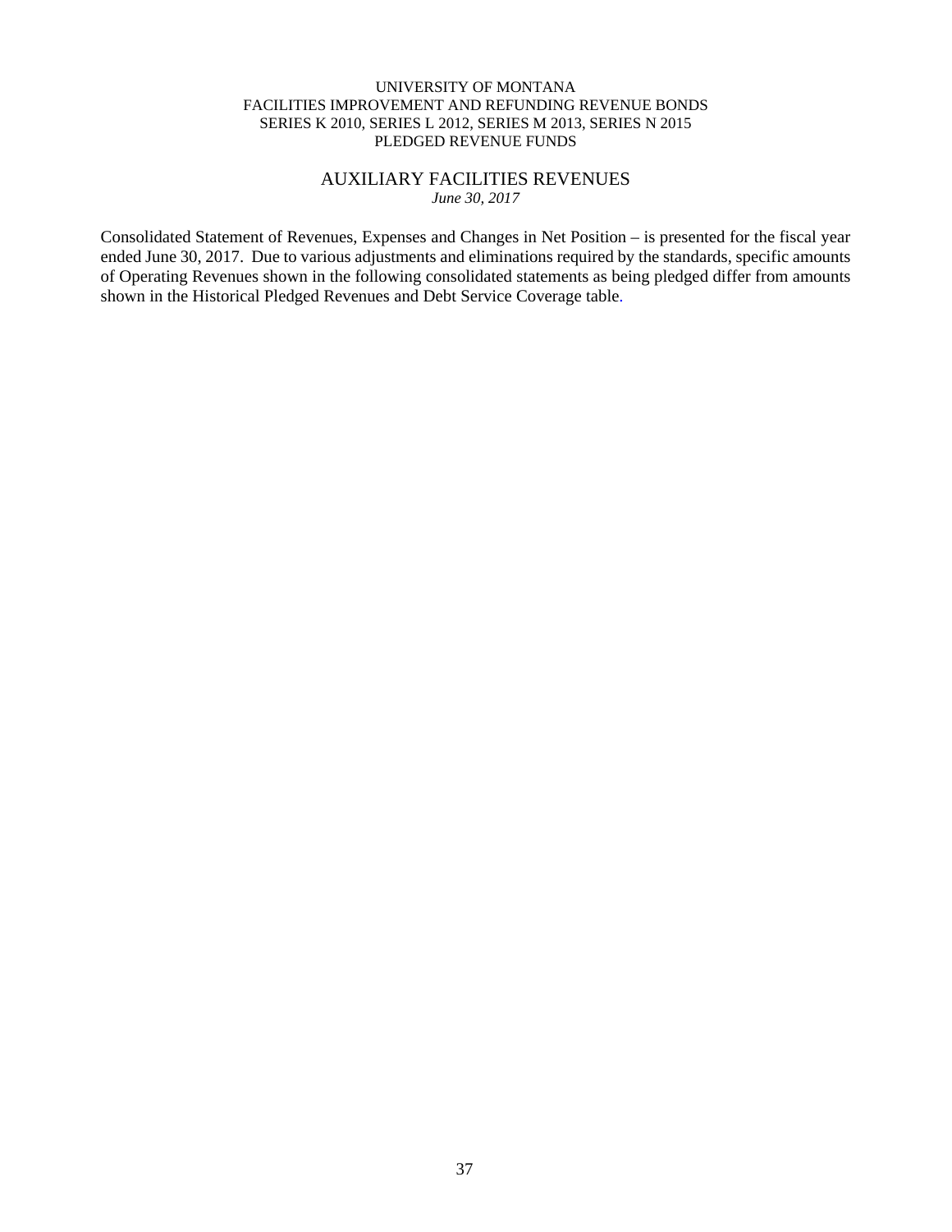UNIVERSITY OF MONTANA
FACILITIES IMPROVEMENT AND REFUNDING REVENUE BONDS
SERIES K 2010, SERIES L 2012, SERIES M 2013, SERIES N 2015
PLEDGED REVENUE FUNDS

# AUXILIARY FACILITIES REVENUES

*June 30, 2017*

Consolidated Statement of Revenues, Expenses and Changes in Net Position – is presented for the fiscal year ended June 30, 2017. Due to various adjustments and eliminations required by the standards, specific amounts of Operating Revenues shown in the following consolidated statements as being pledged differ from amounts shown in the Historical Pledged Revenues and Debt Service Coverage table.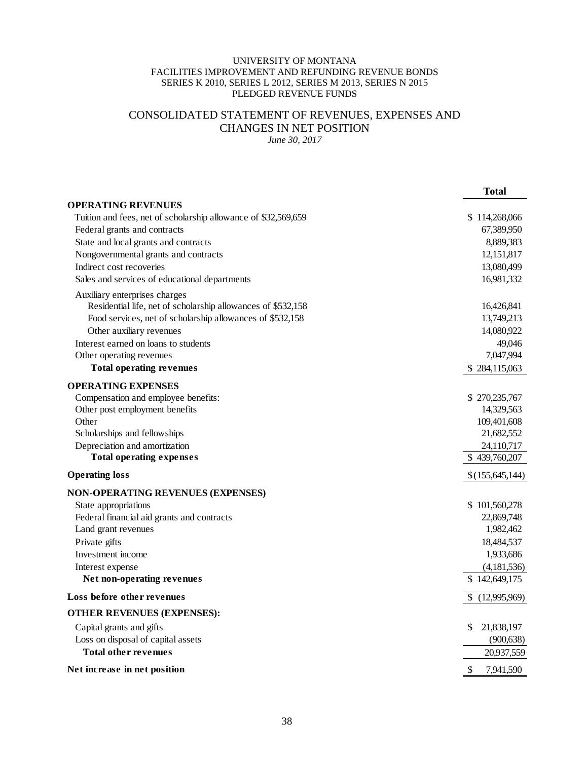UNIVERSITY OF MONTANA
FACILITIES IMPROVEMENT AND REFUNDING REVENUE BONDS
SERIES K 2010, SERIES L 2012, SERIES M 2013, SERIES N 2015
PLEDGED REVENUE FUNDS

# CONSOLIDATED STATEMENT OF REVENUES, EXPENSES AND CHANGES IN NET POSITION

*June 30, 2017*

| | **Total** |
|---|---|
| **OPERATING REVENUES** | |
| Tuition and fees, net of scholarship allowance of $32,569,659 | $ 114,268,066 |
| Federal grants and contracts | 67,389,950 |
| State and local grants and contracts | 8,889,383 |
| Nongovernmental grants and contracts | 12,151,817 |
| Indirect cost recoveries | 13,080,499 |
| Sales and services of educational departments | 16,981,332 |
| Auxiliary enterprises charges | |
| Residential life, net of scholarship allowances of $532,158 | 16,426,841 |
| Food services, net of scholarship allowances of $532,158 | 13,749,213 |
| Other auxiliary revenues | 14,080,922 |
| Interest earned on loans to students | 49,046 |
| Other operating revenues | 7,047,994 |
| **Total operating revenues** | $ 284,115,063 |
| **OPERATING EXPENSES** | |
| Compensation and employee benefits: | $ 270,235,767 |
| Other post employment benefits | 14,329,563 |
| Other | 109,401,608 |
| Scholarships and fellowships | 21,682,552 |
| Depreciation and amortization | 24,110,717 |
| **Total operating expenses** | $ 439,760,207 |
| **Operating loss** | $ (155,645,144) |
| **NON-OPERATING REVENUES (EXPENSES)** | |
| State appropriations | $ 101,560,278 |
| Federal financial aid grants and contracts | 22,869,748 |
| Land grant revenues | 1,982,462 |
| Private gifts | 18,484,537 |
| Investment income | 1,933,686 |
| Interest expense | (4,181,536) |
| **Net non-operating revenues** | $ 142,649,175 |
| **Loss before other revenues** | $ (12,995,969) |
| **OTHER REVENUES (EXPENSES):** | |
| Capital grants and gifts | $ 21,838,197 |
| Loss on disposal of capital assets | (900,638) |
| **Total other revenues** | 20,937,559 |
| **Net increase in net position** | $ 7,941,590 |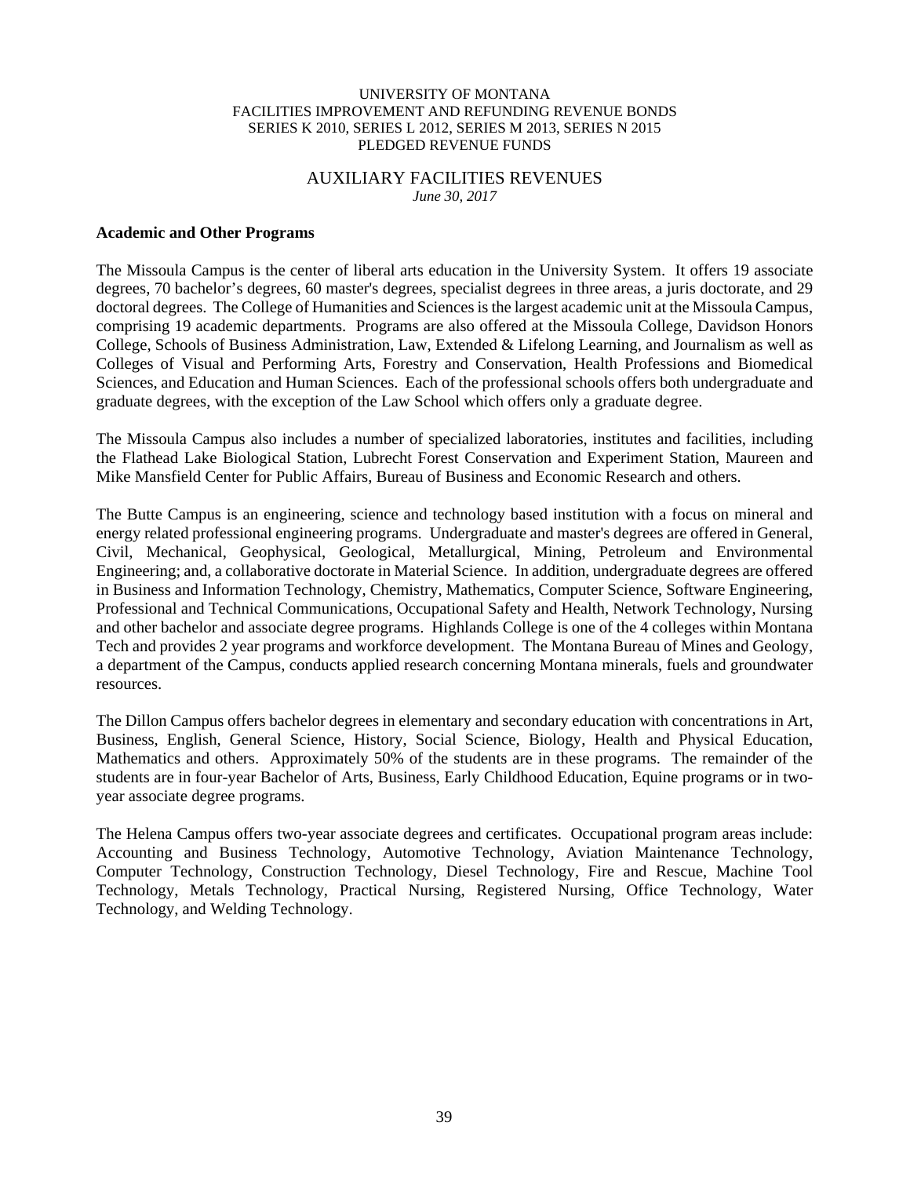UNIVERSITY OF MONTANA
FACILITIES IMPROVEMENT AND REFUNDING REVENUE BONDS
SERIES K 2010, SERIES L 2012, SERIES M 2013, SERIES N 2015
PLEDGED REVENUE FUNDS

# AUXILIARY FACILITIES REVENUES

*June 30, 2017*

**Academic and Other Programs**

The Missoula Campus is the center of liberal arts education in the University System. It offers 19 associate degrees, 70 bachelor's degrees, 60 master's degrees, specialist degrees in three areas, a juris doctorate, and 29 doctoral degrees. The College of Humanities and Sciences is the largest academic unit at the Missoula Campus, comprising 19 academic departments. Programs are also offered at the Missoula College, Davidson Honors College, Schools of Business Administration, Law, Extended & Lifelong Learning, and Journalism as well as Colleges of Visual and Performing Arts, Forestry and Conservation, Health Professions and Biomedical Sciences, and Education and Human Sciences. Each of the professional schools offers both undergraduate and graduate degrees, with the exception of the Law School which offers only a graduate degree.

The Missoula Campus also includes a number of specialized laboratories, institutes and facilities, including the Flathead Lake Biological Station, Lubrecht Forest Conservation and Experiment Station, Maureen and Mike Mansfield Center for Public Affairs, Bureau of Business and Economic Research and others.

The Butte Campus is an engineering, science and technology based institution with a focus on mineral and energy related professional engineering programs. Undergraduate and master's degrees are offered in General, Civil, Mechanical, Geophysical, Geological, Metallurgical, Mining, Petroleum and Environmental Engineering; and, a collaborative doctorate in Material Science. In addition, undergraduate degrees are offered in Business and Information Technology, Chemistry, Mathematics, Computer Science, Software Engineering, Professional and Technical Communications, Occupational Safety and Health, Network Technology, Nursing and other bachelor and associate degree programs. Highlands College is one of the 4 colleges within Montana Tech and provides 2 year programs and workforce development. The Montana Bureau of Mines and Geology, a department of the Campus, conducts applied research concerning Montana minerals, fuels and groundwater resources.

The Dillon Campus offers bachelor degrees in elementary and secondary education with concentrations in Art, Business, English, General Science, History, Social Science, Biology, Health and Physical Education, Mathematics and others. Approximately 50% of the students are in these programs. The remainder of the students are in four-year Bachelor of Arts, Business, Early Childhood Education, Equine programs or in two-year associate degree programs.

The Helena Campus offers two-year associate degrees and certificates. Occupational program areas include: Accounting and Business Technology, Automotive Technology, Aviation Maintenance Technology, Computer Technology, Construction Technology, Diesel Technology, Fire and Rescue, Machine Tool Technology, Metals Technology, Practical Nursing, Registered Nursing, Office Technology, Water Technology, and Welding Technology.